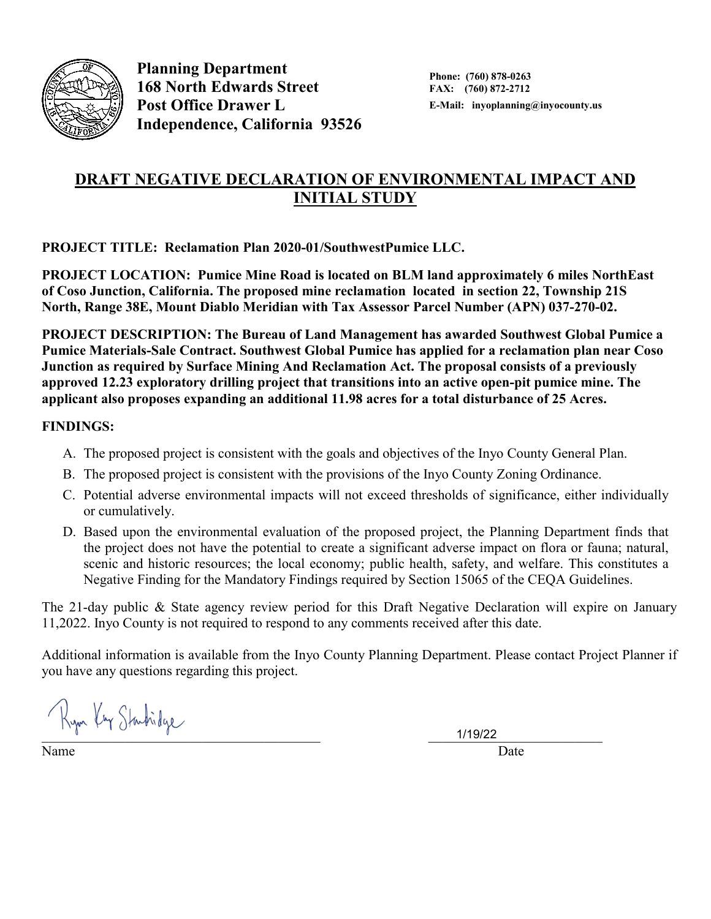**Planning Department**
**168 North Edwards Street**
**Post Office Drawer L**
**Independence, California 93526**

**Phone: (760) 878-0263**
**FAX: (760) 872-2712**
**E-Mail: inyoplanning@inyocounty.us**

# DRAFT NEGATIVE DECLARATION OF ENVIRONMENTAL IMPACT AND INITIAL STUDY

**PROJECT TITLE: Reclamation Plan 2020-01/SouthwestPumice LLC.**

**PROJECT LOCATION: Pumice Mine Road is located on BLM land approximately 6 miles NorthEast of Coso Junction, California. The proposed mine reclamation located in section 22, Township 21S North, Range 38E, Mount Diablo Meridian with Tax Assessor Parcel Number (APN) 037-270-02.**

**PROJECT DESCRIPTION: The Bureau of Land Management has awarded Southwest Global Pumice a Pumice Materials-Sale Contract. Southwest Global Pumice has applied for a reclamation plan near Coso Junction as required by Surface Mining And Reclamation Act. The proposal consists of a previously approved 12.23 exploratory drilling project that transitions into an active open-pit pumice mine. The applicant also proposes expanding an additional 11.98 acres for a total disturbance of 25 Acres.**

**FINDINGS:**

A. The proposed project is consistent with the goals and objectives of the Inyo County General Plan.
B. The proposed project is consistent with the provisions of the Inyo County Zoning Ordinance.
C. Potential adverse environmental impacts will not exceed thresholds of significance, either individually or cumulatively.
D. Based upon the environmental evaluation of the proposed project, the Planning Department finds that the project does not have the potential to create a significant adverse impact on flora or fauna; natural, scenic and historic resources; the local economy; public health, safety, and welfare. This constitutes a Negative Finding for the Mandatory Findings required by Section 15065 of the CEQA Guidelines.

The 21-day public & State agency review period for this Draft Negative Declaration will expire on January 11,2022. Inyo County is not required to respond to any comments received after this date.

Additional information is available from the Inyo County Planning Department. Please contact Project Planner if you have any questions regarding this project.

Ryan Kay Standridge
Name

1/19/22
Date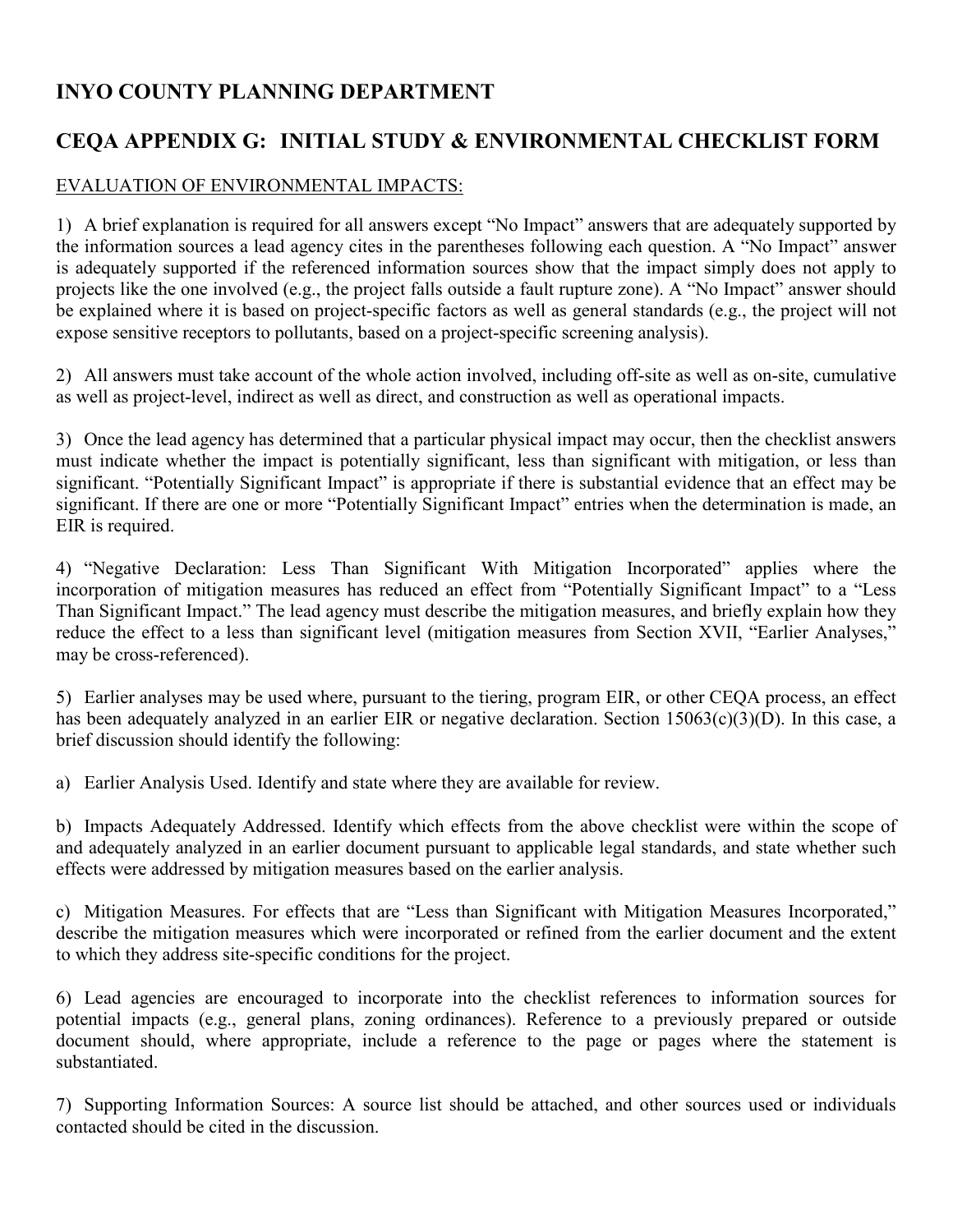# INYO COUNTY PLANNING DEPARTMENT

## CEQA APPENDIX G: INITIAL STUDY & ENVIRONMENTAL CHECKLIST FORM

EVALUATION OF ENVIRONMENTAL IMPACTS:

1) A brief explanation is required for all answers except "No Impact" answers that are adequately supported by the information sources a lead agency cites in the parentheses following each question. A "No Impact" answer is adequately supported if the referenced information sources show that the impact simply does not apply to projects like the one involved (e.g., the project falls outside a fault rupture zone). A "No Impact" answer should be explained where it is based on project-specific factors as well as general standards (e.g., the project will not expose sensitive receptors to pollutants, based on a project-specific screening analysis).

2) All answers must take account of the whole action involved, including off-site as well as on-site, cumulative as well as project-level, indirect as well as direct, and construction as well as operational impacts.

3) Once the lead agency has determined that a particular physical impact may occur, then the checklist answers must indicate whether the impact is potentially significant, less than significant with mitigation, or less than significant. "Potentially Significant Impact" is appropriate if there is substantial evidence that an effect may be significant. If there are one or more "Potentially Significant Impact" entries when the determination is made, an EIR is required.

4) "Negative Declaration: Less Than Significant With Mitigation Incorporated" applies where the incorporation of mitigation measures has reduced an effect from "Potentially Significant Impact" to a "Less Than Significant Impact." The lead agency must describe the mitigation measures, and briefly explain how they reduce the effect to a less than significant level (mitigation measures from Section XVII, "Earlier Analyses," may be cross-referenced).

5) Earlier analyses may be used where, pursuant to the tiering, program EIR, or other CEQA process, an effect has been adequately analyzed in an earlier EIR or negative declaration. Section 15063(c)(3)(D). In this case, a brief discussion should identify the following:

a) Earlier Analysis Used. Identify and state where they are available for review.

b) Impacts Adequately Addressed. Identify which effects from the above checklist were within the scope of and adequately analyzed in an earlier document pursuant to applicable legal standards, and state whether such effects were addressed by mitigation measures based on the earlier analysis.

c) Mitigation Measures. For effects that are "Less than Significant with Mitigation Measures Incorporated," describe the mitigation measures which were incorporated or refined from the earlier document and the extent to which they address site-specific conditions for the project.

6) Lead agencies are encouraged to incorporate into the checklist references to information sources for potential impacts (e.g., general plans, zoning ordinances). Reference to a previously prepared or outside document should, where appropriate, include a reference to the page or pages where the statement is substantiated.

7) Supporting Information Sources: A source list should be attached, and other sources used or individuals contacted should be cited in the discussion.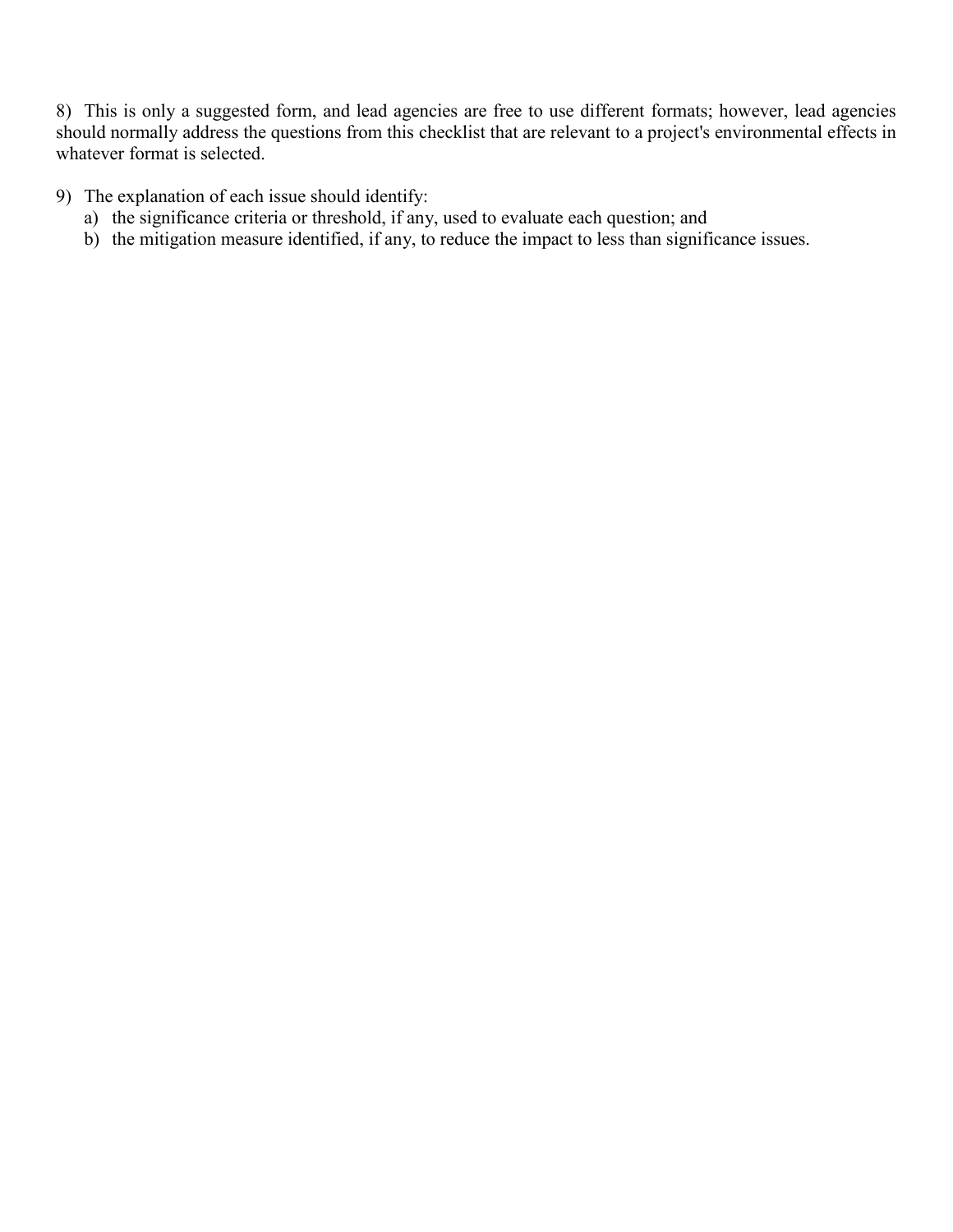8) This is only a suggested form, and lead agencies are free to use different formats; however, lead agencies should normally address the questions from this checklist that are relevant to a project's environmental effects in whatever format is selected.

9) The explanation of each issue should identify:
   a) the significance criteria or threshold, if any, used to evaluate each question; and
   b) the mitigation measure identified, if any, to reduce the impact to less than significance issues.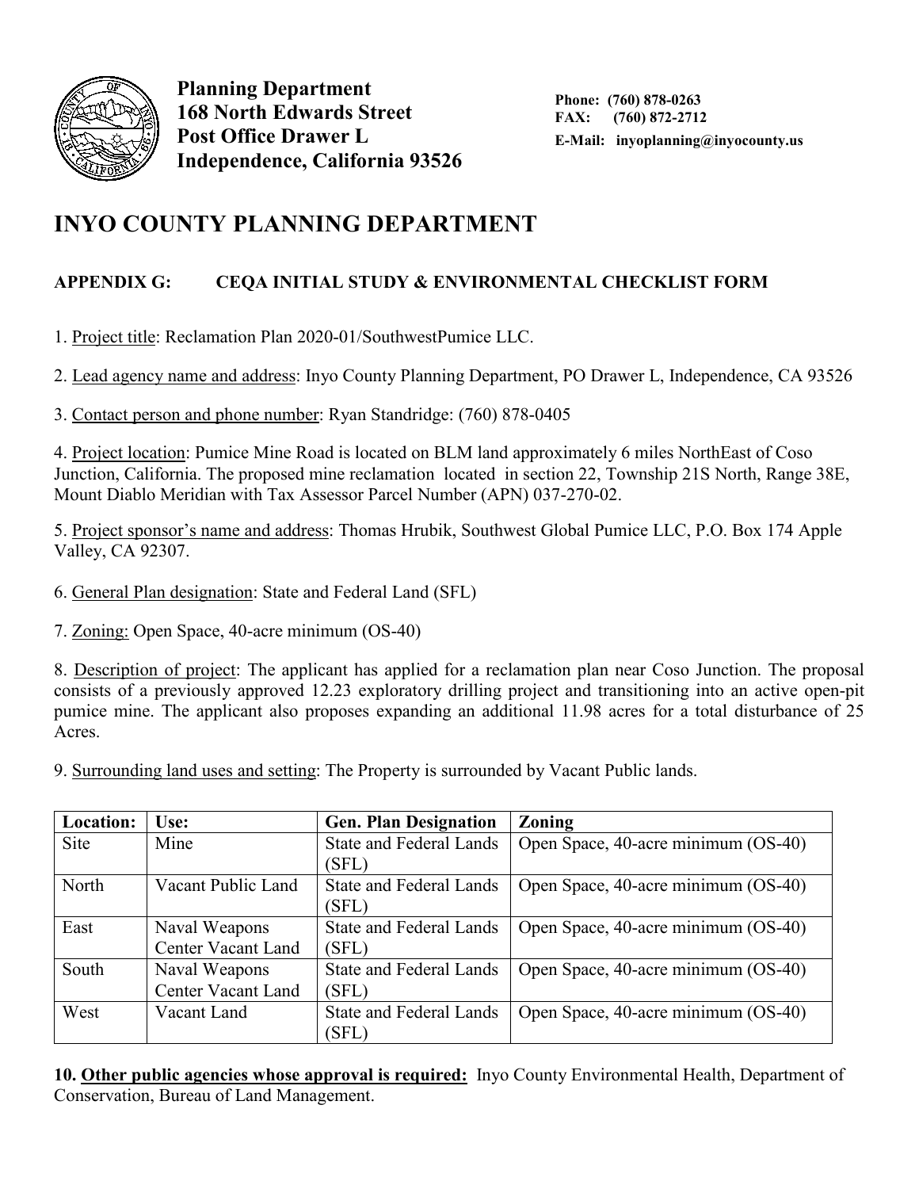**Planning Department**
**168 North Edwards Street**
**Post Office Drawer L**
**Independence, California 93526**

**Phone: (760) 878-0263**
**FAX: (760) 872-2712**
**E-Mail: inyoplanning@inyocounty.us**

# INYO COUNTY PLANNING DEPARTMENT

## APPENDIX G: CEQA INITIAL STUDY & ENVIRONMENTAL CHECKLIST FORM

1. Project title: Reclamation Plan 2020-01/SouthwestPumice LLC.

2. Lead agency name and address: Inyo County Planning Department, PO Drawer L, Independence, CA 93526

3. Contact person and phone number: Ryan Standridge: (760) 878-0405

4. Project location: Pumice Mine Road is located on BLM land approximately 6 miles NorthEast of Coso Junction, California. The proposed mine reclamation located in section 22, Township 21S North, Range 38E, Mount Diablo Meridian with Tax Assessor Parcel Number (APN) 037-270-02.

5. Project sponsor's name and address: Thomas Hrubik, Southwest Global Pumice LLC, P.O. Box 174 Apple Valley, CA 92307.

6. General Plan designation: State and Federal Land (SFL)

7. Zoning: Open Space, 40-acre minimum (OS-40)

8. Description of project: The applicant has applied for a reclamation plan near Coso Junction. The proposal consists of a previously approved 12.23 exploratory drilling project and transitioning into an active open-pit pumice mine. The applicant also proposes expanding an additional 11.98 acres for a total disturbance of 25 Acres.

9. Surrounding land uses and setting: The Property is surrounded by Vacant Public lands.

| Location: | Use: | Gen. Plan Designation | Zoning |
|---|---|---|---|
| Site | Mine | State and Federal Lands (SFL) | Open Space, 40-acre minimum (OS-40) |
| North | Vacant Public Land | State and Federal Lands (SFL) | Open Space, 40-acre minimum (OS-40) |
| East | Naval Weapons Center Vacant Land | State and Federal Lands (SFL) | Open Space, 40-acre minimum (OS-40) |
| South | Naval Weapons Center Vacant Land | State and Federal Lands (SFL) | Open Space, 40-acre minimum (OS-40) |
| West | Vacant Land | State and Federal Lands (SFL) | Open Space, 40-acre minimum (OS-40) |

**10. Other public agencies whose approval is required:** Inyo County Environmental Health, Department of Conservation, Bureau of Land Management.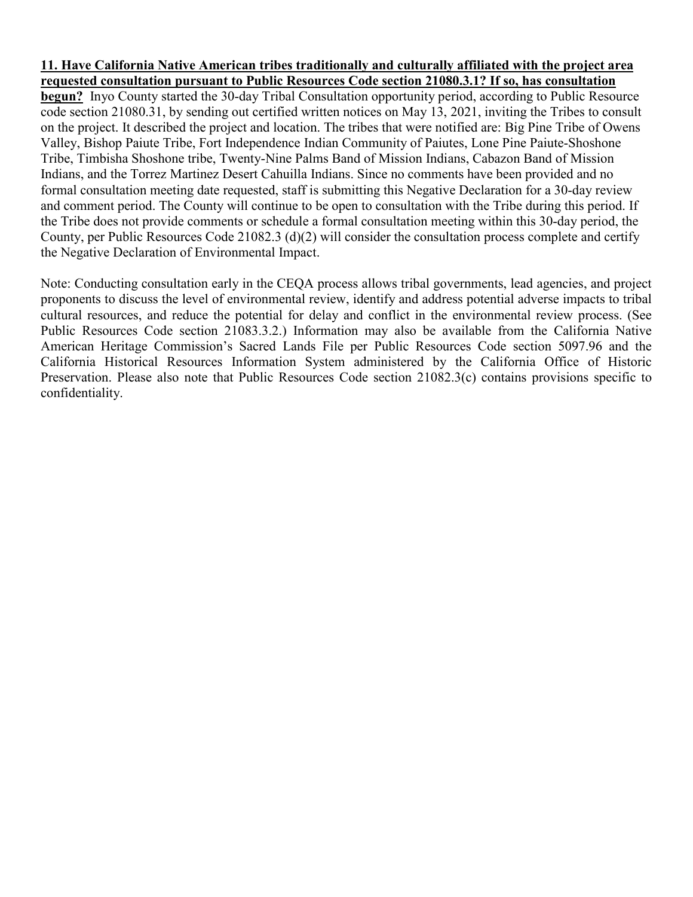**11. Have California Native American tribes traditionally and culturally affiliated with the project area requested consultation pursuant to Public Resources Code section 21080.3.1? If so, has consultation begun?** Inyo County started the 30-day Tribal Consultation opportunity period, according to Public Resource code section 21080.31, by sending out certified written notices on May 13, 2021, inviting the Tribes to consult on the project. It described the project and location. The tribes that were notified are: Big Pine Tribe of Owens Valley, Bishop Paiute Tribe, Fort Independence Indian Community of Paiutes, Lone Pine Paiute-Shoshone Tribe, Timbisha Shoshone tribe, Twenty-Nine Palms Band of Mission Indians, Cabazon Band of Mission Indians, and the Torrez Martinez Desert Cahuilla Indians. Since no comments have been provided and no formal consultation meeting date requested, staff is submitting this Negative Declaration for a 30-day review and comment period. The County will continue to be open to consultation with the Tribe during this period. If the Tribe does not provide comments or schedule a formal consultation meeting within this 30-day period, the County, per Public Resources Code 21082.3 (d)(2) will consider the consultation process complete and certify the Negative Declaration of Environmental Impact.

Note: Conducting consultation early in the CEQA process allows tribal governments, lead agencies, and project proponents to discuss the level of environmental review, identify and address potential adverse impacts to tribal cultural resources, and reduce the potential for delay and conflict in the environmental review process. (See Public Resources Code section 21083.3.2.) Information may also be available from the California Native American Heritage Commission's Sacred Lands File per Public Resources Code section 5097.96 and the California Historical Resources Information System administered by the California Office of Historic Preservation. Please also note that Public Resources Code section 21082.3(c) contains provisions specific to confidentiality.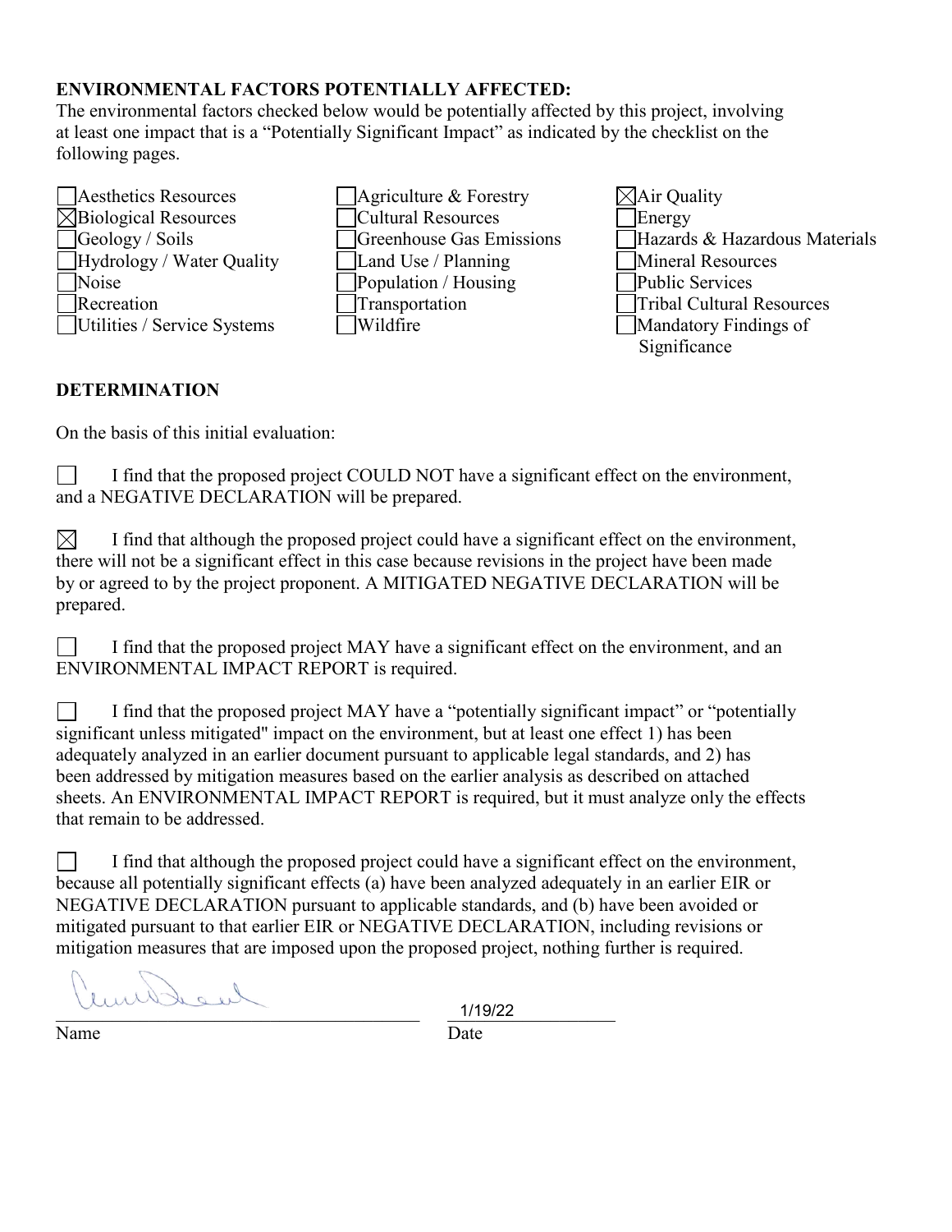**ENVIRONMENTAL FACTORS POTENTIALLY AFFECTED:**

The environmental factors checked below would be potentially affected by this project, involving at least one impact that is a "Potentially Significant Impact" as indicated by the checklist on the following pages.

| | | |
|---|---|---|
| ☐ Aesthetics Resources | ☐ Agriculture & Forestry | ☒ Air Quality |
| ☒ Biological Resources | ☐ Cultural Resources | ☐ Energy |
| ☐ Geology / Soils | ☐ Greenhouse Gas Emissions | ☐ Hazards & Hazardous Materials |
| ☐ Hydrology / Water Quality | ☐ Land Use / Planning | ☐ Mineral Resources |
| ☐ Noise | ☐ Population / Housing | ☐ Public Services |
| ☐ Recreation | ☐ Transportation | ☐ Tribal Cultural Resources |
| ☐ Utilities / Service Systems | ☐ Wildfire | ☐ Mandatory Findings of Significance |

**DETERMINATION**

On the basis of this initial evaluation:

☐ I find that the proposed project COULD NOT have a significant effect on the environment, and a NEGATIVE DECLARATION will be prepared.

☒ I find that although the proposed project could have a significant effect on the environment, there will not be a significant effect in this case because revisions in the project have been made by or agreed to by the project proponent. A MITIGATED NEGATIVE DECLARATION will be prepared.

☐ I find that the proposed project MAY have a significant effect on the environment, and an ENVIRONMENTAL IMPACT REPORT is required.

☐ I find that the proposed project MAY have a "potentially significant impact" or "potentially significant unless mitigated" impact on the environment, but at least one effect 1) has been adequately analyzed in an earlier document pursuant to applicable legal standards, and 2) has been addressed by mitigation measures based on the earlier analysis as described on attached sheets. An ENVIRONMENTAL IMPACT REPORT is required, but it must analyze only the effects that remain to be addressed.

☐ I find that although the proposed project could have a significant effect on the environment, because all potentially significant effects (a) have been analyzed adequately in an earlier EIR or NEGATIVE DECLARATION pursuant to applicable standards, and (b) have been avoided or mitigated pursuant to that earlier EIR or NEGATIVE DECLARATION, including revisions or mitigation measures that are imposed upon the proposed project, nothing further is required.

\_\_\_\_\_\_\_\_\_\_\_\_\_\_\_\_\_\_\_\_\_\_\_\_\_\_\_\_\_\_\_\_ 1/19/22

Name Date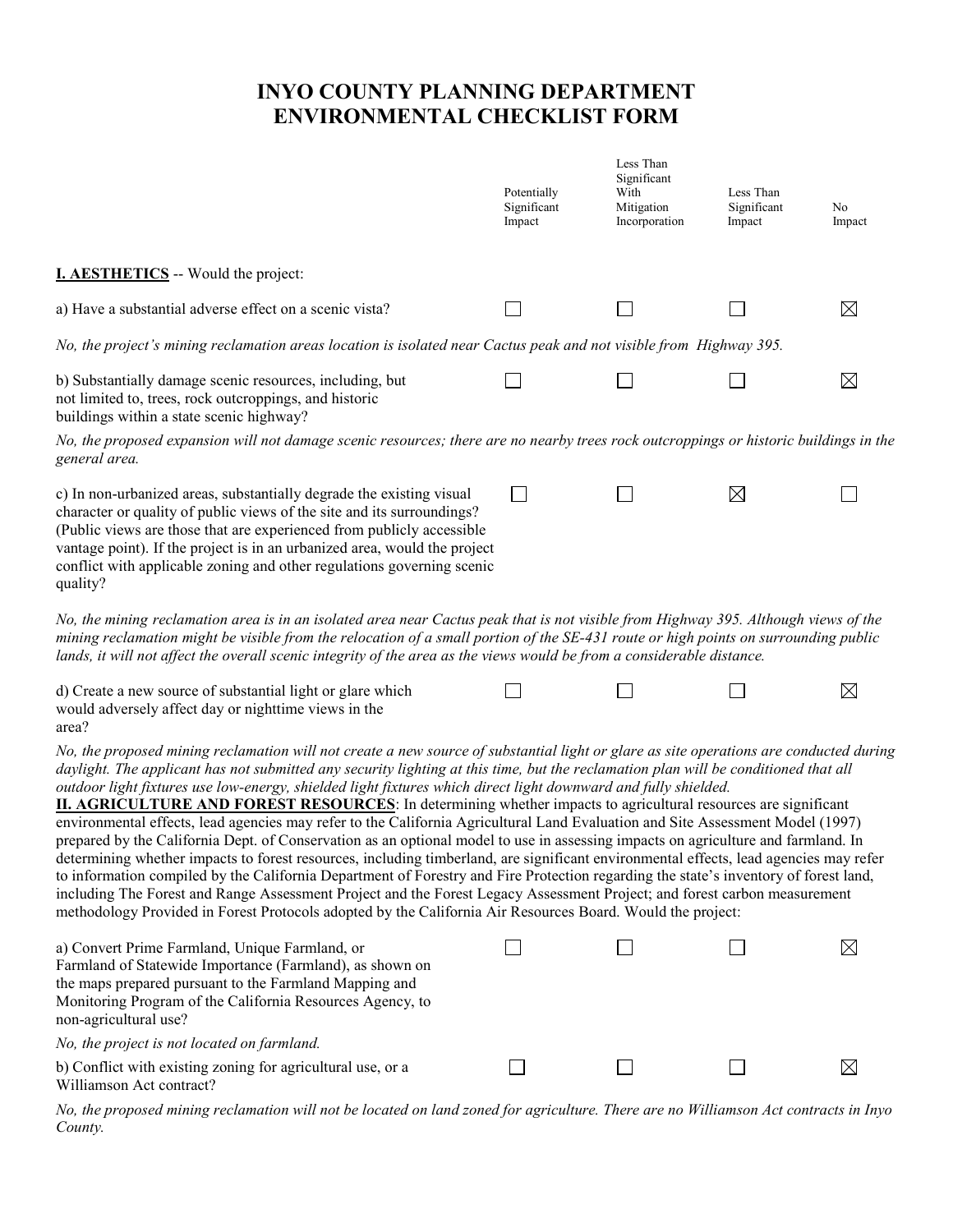# INYO COUNTY PLANNING DEPARTMENT
# ENVIRONMENTAL CHECKLIST FORM

| | Potentially Significant Impact | Less Than Significant With Mitigation Incorporation | Less Than Significant Impact | No Impact |
|---|---|---|---|---|
| **I. AESTHETICS** -- Would the project: | | | | |
| a) Have a substantial adverse effect on a scenic vista? | ☐ | ☐ | ☐ | ☒ |
| b) Substantially damage scenic resources, including, but not limited to, trees, rock outcroppings, and historic buildings within a state scenic highway? | ☐ | ☐ | ☐ | ☒ |
| c) In non-urbanized areas, substantially degrade the existing visual character or quality of public views of the site and its surroundings? (Public views are those that are experienced from publicly accessible vantage point). If the project is in an urbanized area, would the project conflict with applicable zoning and other regulations governing scenic quality? | ☐ | ☐ | ☒ | ☐ |
| d) Create a new source of substantial light or glare which would adversely affect day or nighttime views in the area? | ☐ | ☐ | ☐ | ☒ |

**I. AESTHETICS** -- Would the project:

a) Have a substantial adverse effect on a scenic vista? ☒ No Impact

*No, the project's mining reclamation areas location is isolated near Cactus peak and not visible from Highway 395.*

b) Substantially damage scenic resources, including, but not limited to, trees, rock outcroppings, and historic buildings within a state scenic highway? ☒ No Impact

*No, the proposed expansion will not damage scenic resources; there are no nearby trees rock outcroppings or historic buildings in the general area.*

c) In non-urbanized areas, substantially degrade the existing visual character or quality of public views of the site and its surroundings? (Public views are those that are experienced from publicly accessible vantage point). If the project is in an urbanized area, would the project conflict with applicable zoning and other regulations governing scenic quality? ☒ Less Than Significant Impact

*No, the mining reclamation area is in an isolated area near Cactus peak that is not visible from Highway 395. Although views of the mining reclamation might be visible from the relocation of a small portion of the SE-431 route or high points on surrounding public lands, it will not affect the overall scenic integrity of the area as the views would be from a considerable distance.*

d) Create a new source of substantial light or glare which would adversely affect day or nighttime views in the area? ☒ No Impact

*No, the proposed mining reclamation will not create a new source of substantial light or glare as site operations are conducted during daylight. The applicant has not submitted any security lighting at this time, but the reclamation plan will be conditioned that all outdoor light fixtures use low-energy, shielded light fixtures which direct light downward and fully shielded.*

**II. AGRICULTURE AND FOREST RESOURCES**: In determining whether impacts to agricultural resources are significant environmental effects, lead agencies may refer to the California Agricultural Land Evaluation and Site Assessment Model (1997) prepared by the California Dept. of Conservation as an optional model to use in assessing impacts on agriculture and farmland. In determining whether impacts to forest resources, including timberland, are significant environmental effects, lead agencies may refer to information compiled by the California Department of Forestry and Fire Protection regarding the state's inventory of forest land, including The Forest and Range Assessment Project and the Forest Legacy Assessment Project; and forest carbon measurement methodology Provided in Forest Protocols adopted by the California Air Resources Board. Would the project:

| | Potentially Significant Impact | Less Than Significant With Mitigation Incorporation | Less Than Significant Impact | No Impact |
|---|---|---|---|---|
| a) Convert Prime Farmland, Unique Farmland, or Farmland of Statewide Importance (Farmland), as shown on the maps prepared pursuant to the Farmland Mapping and Monitoring Program of the California Resources Agency, to non-agricultural use? | ☐ | ☐ | ☐ | ☒ |
| b) Conflict with existing zoning for agricultural use, or a Williamson Act contract? | ☐ | ☐ | ☐ | ☒ |

a) *No, the project is not located on farmland.*

b) *No, the proposed mining reclamation will not be located on land zoned for agriculture. There are no Williamson Act contracts in Inyo County.*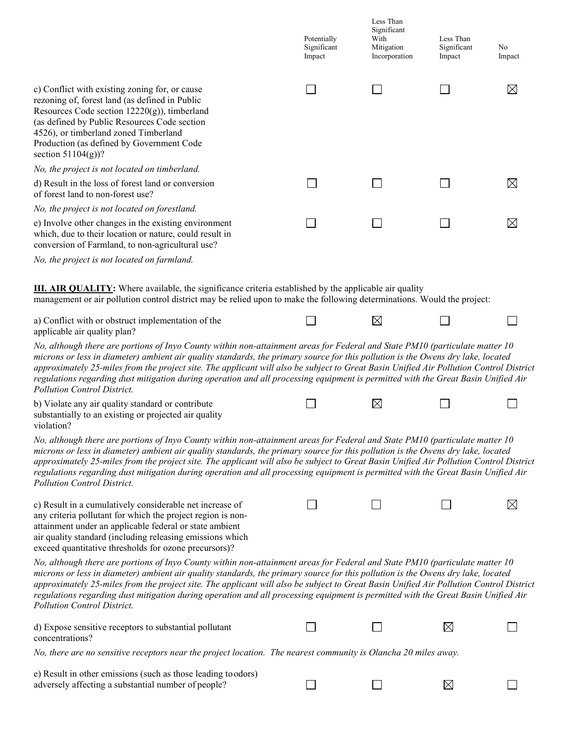| | Potentially Significant Impact | Less Than Significant With Mitigation Incorporation | Less Than Significant Impact | No Impact |
|---|---|---|---|---|
| c) Conflict with existing zoning for, or cause rezoning of, forest land (as defined in Public Resources Code section 12220(g)), timberland (as defined by Public Resources Code section 4526), or timberland zoned Timberland Production (as defined by Government Code section 51104(g))? | ☐ | ☐ | ☐ | ☒ |

*No, the project is not located on timberland.*

| | Potentially Significant Impact | Less Than Significant With Mitigation Incorporation | Less Than Significant Impact | No Impact |
|---|---|---|---|---|
| d) Result in the loss of forest land or conversion of forest land to non-forest use? | ☐ | ☐ | ☐ | ☒ |

*No, the project is not located on forestland.*

| | Potentially Significant Impact | Less Than Significant With Mitigation Incorporation | Less Than Significant Impact | No Impact |
|---|---|---|---|---|
| e) Involve other changes in the existing environment which, due to their location or nature, could result in conversion of Farmland, to non-agricultural use? | ☐ | ☐ | ☐ | ☒ |

*No, the project is not located on farmland.*

**III. AIR QUALITY:** Where available, the significance criteria established by the applicable air quality management or air pollution control district may be relied upon to make the following determinations. Would the project:

| | Potentially Significant Impact | Less Than Significant With Mitigation Incorporation | Less Than Significant Impact | No Impact |
|---|---|---|---|---|
| a) Conflict with or obstruct implementation of the applicable air quality plan? | ☐ | ☒ | ☐ | ☐ |

*No, although there are portions of Inyo County within non-attainment areas for Federal and State PM10 (particulate matter 10 microns or less in diameter) ambient air quality standards, the primary source for this pollution is the Owens dry lake, located approximately 25-miles from the project site. The applicant will also be subject to Great Basin Unified Air Pollution Control District regulations regarding dust mitigation during operation and all processing equipment is permitted with the Great Basin Unified Air Pollution Control District.*

| | Potentially Significant Impact | Less Than Significant With Mitigation Incorporation | Less Than Significant Impact | No Impact |
|---|---|---|---|---|
| b) Violate any air quality standard or contribute substantially to an existing or projected air quality violation? | ☐ | ☒ | ☐ | ☐ |

*No, although there are portions of Inyo County within non-attainment areas for Federal and State PM10 (particulate matter 10 microns or less in diameter) ambient air quality standards, the primary source for this pollution is the Owens dry lake, located approximately 25-miles from the project site. The applicant will also be subject to Great Basin Unified Air Pollution Control District regulations regarding dust mitigation during operation and all processing equipment is permitted with the Great Basin Unified Air Pollution Control District.*

| | Potentially Significant Impact | Less Than Significant With Mitigation Incorporation | Less Than Significant Impact | No Impact |
|---|---|---|---|---|
| c) Result in a cumulatively considerable net increase of any criteria pollutant for which the project region is non-attainment under an applicable federal or state ambient air quality standard (including releasing emissions which exceed quantitative thresholds for ozone precursors)? | ☐ | ☐ | ☐ | ☒ |

*No, although there are portions of Inyo County within non-attainment areas for Federal and State PM10 (particulate matter 10 microns or less in diameter) ambient air quality standards, the primary source for this pollution is the Owens dry lake, located approximately 25-miles from the project site. The applicant will also be subject to Great Basin Unified Air Pollution Control District regulations regarding dust mitigation during operation and all processing equipment is permitted with the Great Basin Unified Air Pollution Control District.*

| | Potentially Significant Impact | Less Than Significant With Mitigation Incorporation | Less Than Significant Impact | No Impact |
|---|---|---|---|---|
| d) Expose sensitive receptors to substantial pollutant concentrations? | ☐ | ☐ | ☒ | ☐ |

*No, there are no sensitive receptors near the project location. The nearest community is Olancha 20 miles away.*

| | Potentially Significant Impact | Less Than Significant With Mitigation Incorporation | Less Than Significant Impact | No Impact |
|---|---|---|---|---|
| e) Result in other emissions (such as those leading to odors) adversely affecting a substantial number of people? | ☐ | ☐ | ☒ | ☐ |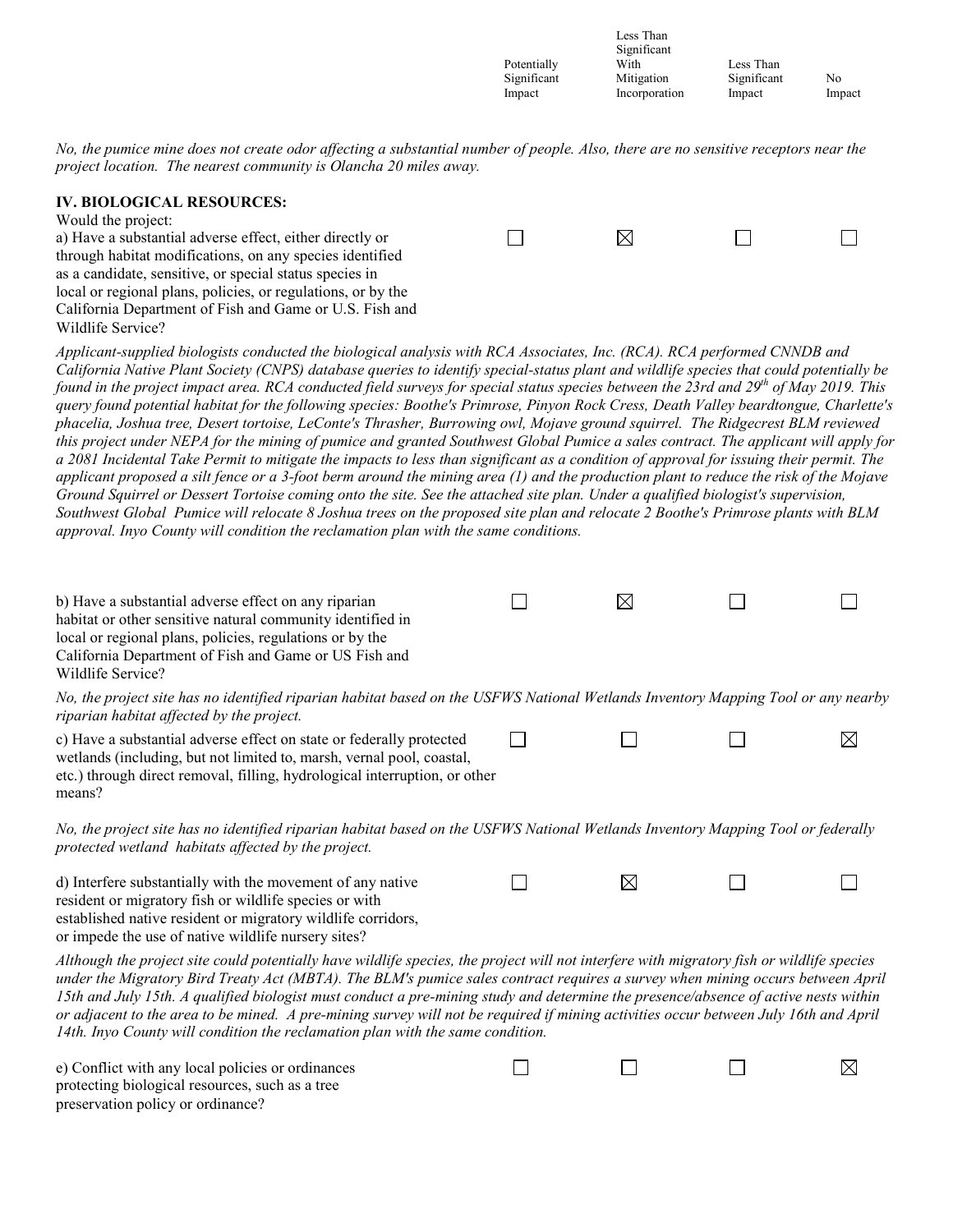| | Potentially Significant Impact | Less Than Significant With Mitigation Incorporation | Less Than Significant Impact | No Impact |
|---|---|---|---|---|

*No, the pumice mine does not create odor affecting a substantial number of people. Also, there are no sensitive receptors near the project location. The nearest community is Olancha 20 miles away.*

**IV. BIOLOGICAL RESOURCES:**

Would the project:

| | Potentially Significant Impact | Less Than Significant With Mitigation Incorporation | Less Than Significant Impact | No Impact |
|---|---|---|---|---|
| a) Have a substantial adverse effect, either directly or through habitat modifications, on any species identified as a candidate, sensitive, or special status species in local or regional plans, policies, or regulations, or by the California Department of Fish and Game or U.S. Fish and Wildlife Service? | ☐ | ☒ | ☐ | ☐ |

*Applicant-supplied biologists conducted the biological analysis with RCA Associates, Inc. (RCA). RCA performed CNNDB and California Native Plant Society (CNPS) database queries to identify special-status plant and wildlife species that could potentially be found in the project impact area. RCA conducted field surveys for special status species between the 23rd and 29th of May 2019. This query found potential habitat for the following species: Boothe's Primrose, Pinyon Rock Cress, Death Valley beardtongue, Charlette's phacelia, Joshua tree, Desert tortoise, LeConte's Thrasher, Burrowing owl, Mojave ground squirrel. The Ridgecrest BLM reviewed this project under NEPA for the mining of pumice and granted Southwest Global Pumice a sales contract. The applicant will apply for a 2081 Incidental Take Permit to mitigate the impacts to less than significant as a condition of approval for issuing their permit. The applicant proposed a silt fence or a 3-foot berm around the mining area (1) and the production plant to reduce the risk of the Mojave Ground Squirrel or Dessert Tortoise coming onto the site. See the attached site plan. Under a qualified biologist's supervision, Southwest Global Pumice will relocate 8 Joshua trees on the proposed site plan and relocate 2 Boothe's Primrose plants with BLM approval. Inyo County will condition the reclamation plan with the same conditions.*

| | Potentially Significant Impact | Less Than Significant With Mitigation Incorporation | Less Than Significant Impact | No Impact |
|---|---|---|---|---|
| b) Have a substantial adverse effect on any riparian habitat or other sensitive natural community identified in local or regional plans, policies, regulations or by the California Department of Fish and Game or US Fish and Wildlife Service? | ☐ | ☒ | ☐ | ☐ |

*No, the project site has no identified riparian habitat based on the USFWS National Wetlands Inventory Mapping Tool or any nearby riparian habitat affected by the project.*

| | Potentially Significant Impact | Less Than Significant With Mitigation Incorporation | Less Than Significant Impact | No Impact |
|---|---|---|---|---|
| c) Have a substantial adverse effect on state or federally protected wetlands (including, but not limited to, marsh, vernal pool, coastal, etc.) through direct removal, filling, hydrological interruption, or other means? | ☐ | ☐ | ☐ | ☒ |

*No, the project site has no identified riparian habitat based on the USFWS National Wetlands Inventory Mapping Tool or federally protected wetland habitats affected by the project.*

| | Potentially Significant Impact | Less Than Significant With Mitigation Incorporation | Less Than Significant Impact | No Impact |
|---|---|---|---|---|
| d) Interfere substantially with the movement of any native resident or migratory fish or wildlife species or with established native resident or migratory wildlife corridors, or impede the use of native wildlife nursery sites? | ☐ | ☒ | ☐ | ☐ |

*Although the project site could potentially have wildlife species, the project will not interfere with migratory fish or wildlife species under the Migratory Bird Treaty Act (MBTA). The BLM's pumice sales contract requires a survey when mining occurs between April 15th and July 15th. A qualified biologist must conduct a pre-mining study and determine the presence/absence of active nests within or adjacent to the area to be mined. A pre-mining survey will not be required if mining activities occur between July 16th and April 14th. Inyo County will condition the reclamation plan with the same condition.*

| | Potentially Significant Impact | Less Than Significant With Mitigation Incorporation | Less Than Significant Impact | No Impact |
|---|---|---|---|---|
| e) Conflict with any local policies or ordinances protecting biological resources, such as a tree preservation policy or ordinance? | ☐ | ☐ | ☐ | ☒ |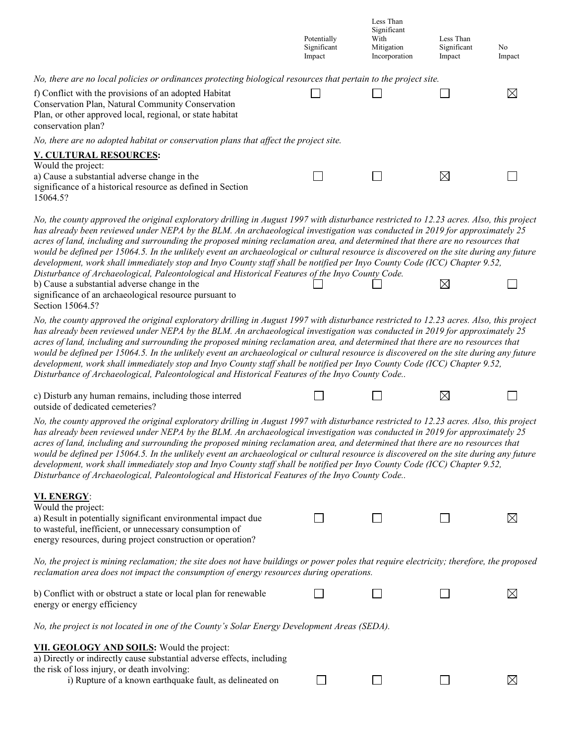| | Potentially Significant Impact | Less Than Significant With Mitigation Incorporation | Less Than Significant Impact | No Impact |
|---|---|---|---|---|

*No, there are no local policies or ordinances protecting biological resources that pertain to the project site.*

| | | | | |
|---|---|---|---|---|
| f) Conflict with the provisions of an adopted Habitat Conservation Plan, Natural Community Conservation Plan, or other approved local, regional, or state habitat conservation plan? | ☐ | ☐ | ☐ | ☒ |

*No, there are no adopted habitat or conservation plans that affect the project site.*

**V. CULTURAL RESOURCES:**

Would the project:

| | | | | |
|---|---|---|---|---|
| a) Cause a substantial adverse change in the significance of a historical resource as defined in Section 15064.5? | ☐ | ☐ | ☒ | ☐ |

*No, the county approved the original exploratory drilling in August 1997 with disturbance restricted to 12.23 acres. Also, this project has already been reviewed under NEPA by the BLM. An archaeological investigation was conducted in 2019 for approximately 25 acres of land, including and surrounding the proposed mining reclamation area, and determined that there are no resources that would be defined per 15064.5. In the unlikely event an archaeological or cultural resource is discovered on the site during any future development, work shall immediately stop and Inyo County staff shall be notified per Inyo County Code (ICC) Chapter 9.52, Disturbance of Archaeological, Paleontological and Historical Features of the Inyo County Code.*

| | | | | |
|---|---|---|---|---|
| b) Cause a substantial adverse change in the significance of an archaeological resource pursuant to Section 15064.5? | ☐ | ☐ | ☒ | ☐ |

*No, the county approved the original exploratory drilling in August 1997 with disturbance restricted to 12.23 acres. Also, this project has already been reviewed under NEPA by the BLM. An archaeological investigation was conducted in 2019 for approximately 25 acres of land, including and surrounding the proposed mining reclamation area, and determined that there are no resources that would be defined per 15064.5. In the unlikely event an archaeological or cultural resource is discovered on the site during any future development, work shall immediately stop and Inyo County staff shall be notified per Inyo County Code (ICC) Chapter 9.52, Disturbance of Archaeological, Paleontological and Historical Features of the Inyo County Code..*

| | | | | |
|---|---|---|---|---|
| c) Disturb any human remains, including those interred outside of dedicated cemeteries? | ☐ | ☐ | ☒ | ☐ |

*No, the county approved the original exploratory drilling in August 1997 with disturbance restricted to 12.23 acres. Also, this project has already been reviewed under NEPA by the BLM. An archaeological investigation was conducted in 2019 for approximately 25 acres of land, including and surrounding the proposed mining reclamation area, and determined that there are no resources that would be defined per 15064.5. In the unlikely event an archaeological or cultural resource is discovered on the site during any future development, work shall immediately stop and Inyo County staff shall be notified per Inyo County Code (ICC) Chapter 9.52, Disturbance of Archaeological, Paleontological and Historical Features of the Inyo County Code..*

**VI. ENERGY:**

Would the project:

| | | | | |
|---|---|---|---|---|
| a) Result in potentially significant environmental impact due to wasteful, inefficient, or unnecessary consumption of energy resources, during project construction or operation? | ☐ | ☐ | ☐ | ☒ |

*No, the project is mining reclamation; the site does not have buildings or power poles that require electricity; therefore, the proposed reclamation area does not impact the consumption of energy resources during operations.*

| | | | | |
|---|---|---|---|---|
| b) Conflict with or obstruct a state or local plan for renewable energy or energy efficiency | ☐ | ☐ | ☐ | ☒ |

*No, the project is not located in one of the County's Solar Energy Development Areas (SEDA).*

**VII. GEOLOGY AND SOILS:** Would the project:

a) Directly or indirectly cause substantial adverse effects, including the risk of loss injury, or death involving:

| | | | | |
|---|---|---|---|---|
| i) Rupture of a known earthquake fault, as delineated on | ☐ | ☐ | ☐ | ☒ |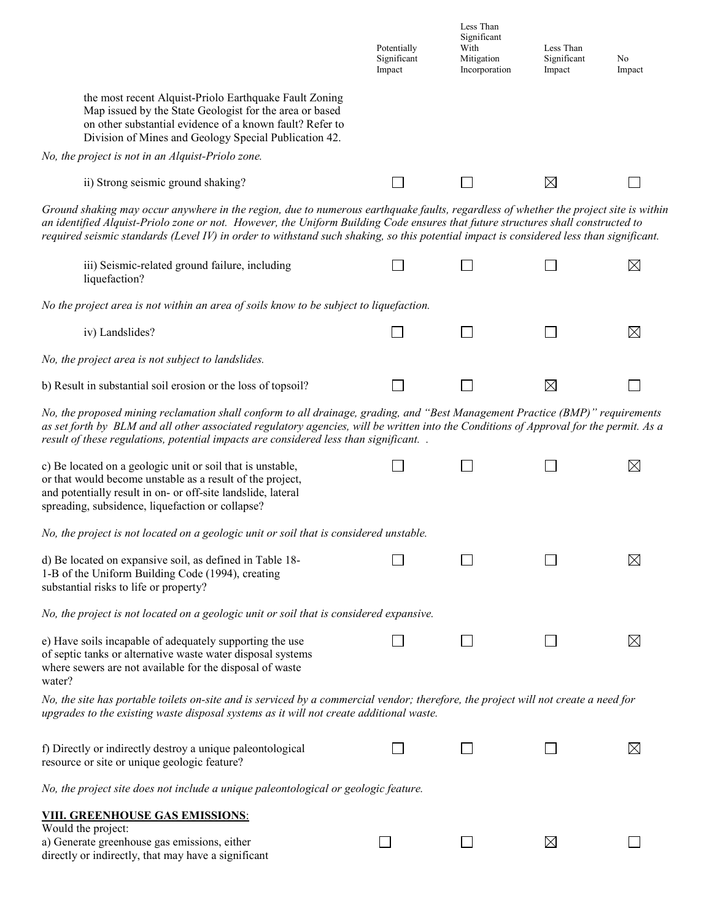| | Potentially Significant Impact | Less Than Significant With Mitigation Incorporation | Less Than Significant Impact | No Impact |
|---|---|---|---|---|
| the most recent Alquist-Priolo Earthquake Fault Zoning Map issued by the State Geologist for the area or based on other substantial evidence of a known fault? Refer to Division of Mines and Geology Special Publication 42. | | | | |

*No, the project is not in an Alquist-Priolo zone.*

| | Potentially Significant Impact | Less Than Significant With Mitigation Incorporation | Less Than Significant Impact | No Impact |
|---|---|---|---|---|
| ii) Strong seismic ground shaking? | ☐ | ☐ | ☒ | ☐ |

*Ground shaking may occur anywhere in the region, due to numerous earthquake faults, regardless of whether the project site is within an identified Alquist-Priolo zone or not. However, the Uniform Building Code ensures that future structures shall constructed to required seismic standards (Level IV) in order to withstand such shaking, so this potential impact is considered less than significant.*

| | Potentially Significant Impact | Less Than Significant With Mitigation Incorporation | Less Than Significant Impact | No Impact |
|---|---|---|---|---|
| iii) Seismic-related ground failure, including liquefaction? | ☐ | ☐ | ☐ | ☒ |

*No the project area is not within an area of soils know to be subject to liquefaction.*

| | Potentially Significant Impact | Less Than Significant With Mitigation Incorporation | Less Than Significant Impact | No Impact |
|---|---|---|---|---|
| iv) Landslides? | ☐ | ☐ | ☐ | ☒ |

*No, the project area is not subject to landslides.*

| | Potentially Significant Impact | Less Than Significant With Mitigation Incorporation | Less Than Significant Impact | No Impact |
|---|---|---|---|---|
| b) Result in substantial soil erosion or the loss of topsoil? | ☐ | ☐ | ☒ | ☐ |

*No, the proposed mining reclamation shall conform to all drainage, grading, and "Best Management Practice (BMP)" requirements as set forth by BLM and all other associated regulatory agencies, will be written into the Conditions of Approval for the permit. As a result of these regulations, potential impacts are considered less than significant. .*

| | Potentially Significant Impact | Less Than Significant With Mitigation Incorporation | Less Than Significant Impact | No Impact |
|---|---|---|---|---|
| c) Be located on a geologic unit or soil that is unstable, or that would become unstable as a result of the project, and potentially result in on- or off-site landslide, lateral spreading, subsidence, liquefaction or collapse? | ☐ | ☐ | ☐ | ☒ |

*No, the project is not located on a geologic unit or soil that is considered unstable.*

| | Potentially Significant Impact | Less Than Significant With Mitigation Incorporation | Less Than Significant Impact | No Impact |
|---|---|---|---|---|
| d) Be located on expansive soil, as defined in Table 18-1-B of the Uniform Building Code (1994), creating substantial risks to life or property? | ☐ | ☐ | ☐ | ☒ |

*No, the project is not located on a geologic unit or soil that is considered expansive.*

| | Potentially Significant Impact | Less Than Significant With Mitigation Incorporation | Less Than Significant Impact | No Impact |
|---|---|---|---|---|
| e) Have soils incapable of adequately supporting the use of septic tanks or alternative waste water disposal systems where sewers are not available for the disposal of waste water? | ☐ | ☐ | ☐ | ☒ |

*No, the site has portable toilets on-site and is serviced by a commercial vendor; therefore, the project will not create a need for upgrades to the existing waste disposal systems as it will not create additional waste.*

| | Potentially Significant Impact | Less Than Significant With Mitigation Incorporation | Less Than Significant Impact | No Impact |
|---|---|---|---|---|
| f) Directly or indirectly destroy a unique paleontological resource or site or unique geologic feature? | ☐ | ☐ | ☐ | ☒ |

*No, the project site does not include a unique paleontological or geologic feature.*

**VIII. GREENHOUSE GAS EMISSIONS**:

Would the project:

| | Potentially Significant Impact | Less Than Significant With Mitigation Incorporation | Less Than Significant Impact | No Impact |
|---|---|---|---|---|
| a) Generate greenhouse gas emissions, either directly or indirectly, that may have a significant | ☐ | ☐ | ☒ | ☐ |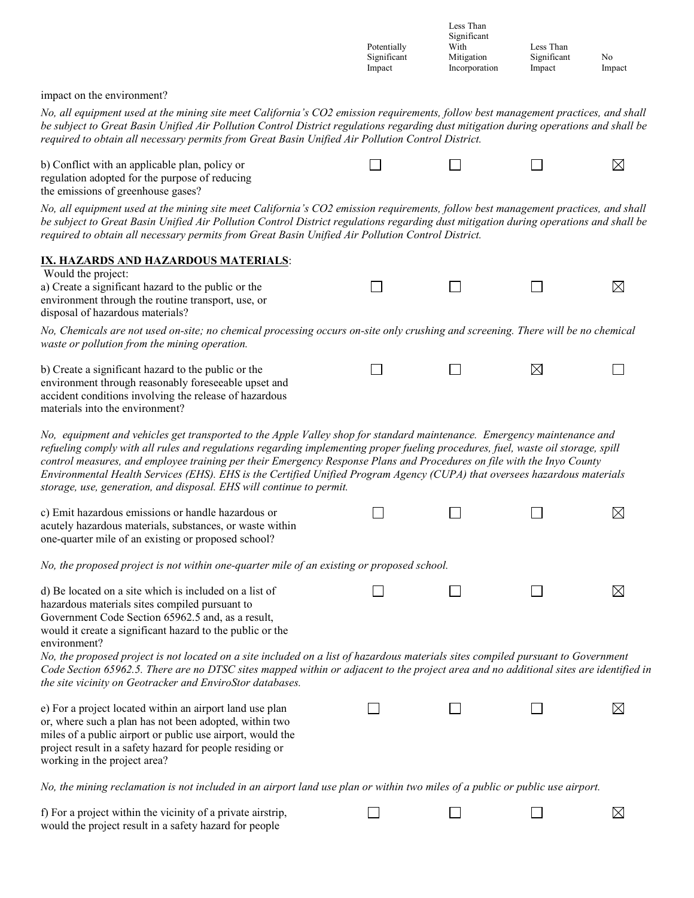| | Potentially Significant Impact | Less Than Significant With Mitigation Incorporation | Less Than Significant Impact | No Impact |
|---|---|---|---|---|

impact on the environment?

*No, all equipment used at the mining site meet California's CO2 emission requirements, follow best management practices, and shall be subject to Great Basin Unified Air Pollution Control District regulations regarding dust mitigation during operations and shall be required to obtain all necessary permits from Great Basin Unified Air Pollution Control District.*

| | Potentially Significant Impact | Less Than Significant With Mitigation Incorporation | Less Than Significant Impact | No Impact |
|---|---|---|---|---|
| b) Conflict with an applicable plan, policy or regulation adopted for the purpose of reducing the emissions of greenhouse gases? | ☐ | ☐ | ☐ | ☒ |

*No, all equipment used at the mining site meet California's CO2 emission requirements, follow best management practices, and shall be subject to Great Basin Unified Air Pollution Control District regulations regarding dust mitigation during operations and shall be required to obtain all necessary permits from Great Basin Unified Air Pollution Control District.*

## IX. HAZARDS AND HAZARDOUS MATERIALS:

Would the project:

| | Potentially Significant Impact | Less Than Significant With Mitigation Incorporation | Less Than Significant Impact | No Impact |
|---|---|---|---|---|
| a) Create a significant hazard to the public or the environment through the routine transport, use, or disposal of hazardous materials? | ☐ | ☐ | ☐ | ☒ |

*No, Chemicals are not used on-site; no chemical processing occurs on-site only crushing and screening. There will be no chemical waste or pollution from the mining operation.*

| | Potentially Significant Impact | Less Than Significant With Mitigation Incorporation | Less Than Significant Impact | No Impact |
|---|---|---|---|---|
| b) Create a significant hazard to the public or the environment through reasonably foreseeable upset and accident conditions involving the release of hazardous materials into the environment? | ☐ | ☐ | ☒ | ☐ |

*No, equipment and vehicles get transported to the Apple Valley shop for standard maintenance. Emergency maintenance and refueling comply with all rules and regulations regarding implementing proper fueling procedures, fuel, waste oil storage, spill control measures, and employee training per their Emergency Response Plans and Procedures on file with the Inyo County Environmental Health Services (EHS). EHS is the Certified Unified Program Agency (CUPA) that oversees hazardous materials storage, use, generation, and disposal. EHS will continue to permit.*

| | Potentially Significant Impact | Less Than Significant With Mitigation Incorporation | Less Than Significant Impact | No Impact |
|---|---|---|---|---|
| c) Emit hazardous emissions or handle hazardous or acutely hazardous materials, substances, or waste within one-quarter mile of an existing or proposed school? | ☐ | ☐ | ☐ | ☒ |

*No, the proposed project is not within one-quarter mile of an existing or proposed school.*

| | Potentially Significant Impact | Less Than Significant With Mitigation Incorporation | Less Than Significant Impact | No Impact |
|---|---|---|---|---|
| d) Be located on a site which is included on a list of hazardous materials sites compiled pursuant to Government Code Section 65962.5 and, as a result, would it create a significant hazard to the public or the environment? | ☐ | ☐ | ☐ | ☒ |

*No, the proposed project is not located on a site included on a list of hazardous materials sites compiled pursuant to Government Code Section 65962.5. There are no DTSC sites mapped within or adjacent to the project area and no additional sites are identified in the site vicinity on Geotracker and EnviroStor databases.*

| | Potentially Significant Impact | Less Than Significant With Mitigation Incorporation | Less Than Significant Impact | No Impact |
|---|---|---|---|---|
| e) For a project located within an airport land use plan or, where such a plan has not been adopted, within two miles of a public airport or public use airport, would the project result in a safety hazard for people residing or working in the project area? | ☐ | ☐ | ☐ | ☒ |

*No, the mining reclamation is not included in an airport land use plan or within two miles of a public or public use airport.*

| | Potentially Significant Impact | Less Than Significant With Mitigation Incorporation | Less Than Significant Impact | No Impact |
|---|---|---|---|---|
| f) For a project within the vicinity of a private airstrip, would the project result in a safety hazard for people | ☐ | ☐ | ☐ | ☒ |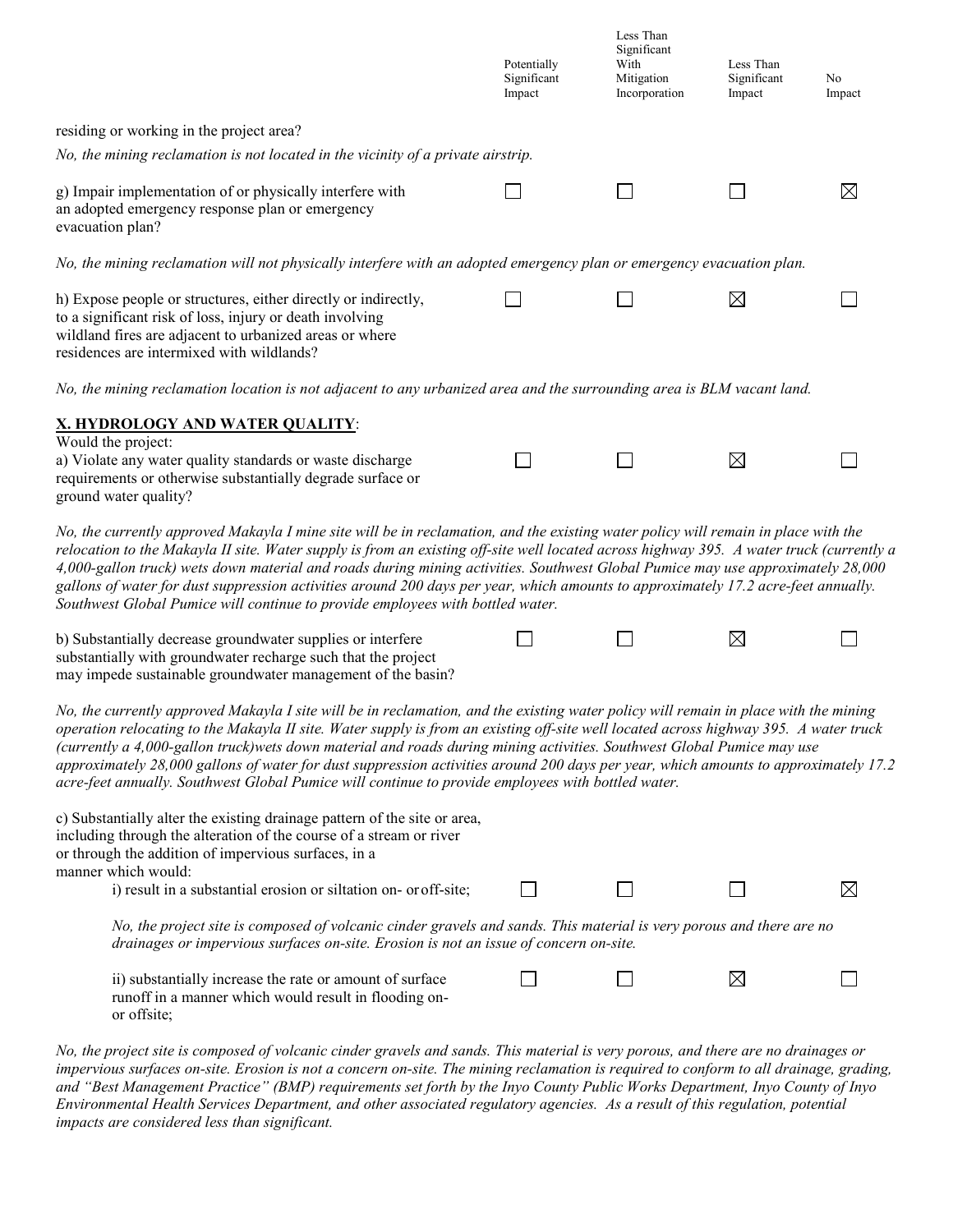| | Potentially Significant Impact | Less Than Significant With Mitigation Incorporation | Less Than Significant Impact | No Impact |
|---|---|---|---|---|

residing or working in the project area?

*No, the mining reclamation is not located in the vicinity of a private airstrip.*

| | Potentially Significant Impact | Less Than Significant With Mitigation Incorporation | Less Than Significant Impact | No Impact |
|---|---|---|---|---|
| g) Impair implementation of or physically interfere with an adopted emergency response plan or emergency evacuation plan? | ☐ | ☐ | ☐ | ☒ |

*No, the mining reclamation will not physically interfere with an adopted emergency plan or emergency evacuation plan.*

| | Potentially Significant Impact | Less Than Significant With Mitigation Incorporation | Less Than Significant Impact | No Impact |
|---|---|---|---|---|
| h) Expose people or structures, either directly or indirectly, to a significant risk of loss, injury or death involving wildland fires are adjacent to urbanized areas or where residences are intermixed with wildlands? | ☐ | ☐ | ☒ | ☐ |

*No, the mining reclamation location is not adjacent to any urbanized area and the surrounding area is BLM vacant land.*

## X. HYDROLOGY AND WATER QUALITY:

Would the project:

| | Potentially Significant Impact | Less Than Significant With Mitigation Incorporation | Less Than Significant Impact | No Impact |
|---|---|---|---|---|
| a) Violate any water quality standards or waste discharge requirements or otherwise substantially degrade surface or ground water quality? | ☐ | ☐ | ☒ | ☐ |

*No, the currently approved Makayla I mine site will be in reclamation, and the existing water policy will remain in place with the relocation to the Makayla II site. Water supply is from an existing off-site well located across highway 395. A water truck (currently a 4,000-gallon truck) wets down material and roads during mining activities. Southwest Global Pumice may use approximately 28,000 gallons of water for dust suppression activities around 200 days per year, which amounts to approximately 17.2 acre-feet annually. Southwest Global Pumice will continue to provide employees with bottled water.*

| | Potentially Significant Impact | Less Than Significant With Mitigation Incorporation | Less Than Significant Impact | No Impact |
|---|---|---|---|---|
| b) Substantially decrease groundwater supplies or interfere substantially with groundwater recharge such that the project may impede sustainable groundwater management of the basin? | ☐ | ☐ | ☒ | ☐ |

*No, the currently approved Makayla I site will be in reclamation, and the existing water policy will remain in place with the mining operation relocating to the Makayla II site. Water supply is from an existing off-site well located across highway 395. A water truck (currently a 4,000-gallon truck)wets down material and roads during mining activities. Southwest Global Pumice may use approximately 28,000 gallons of water for dust suppression activities around 200 days per year, which amounts to approximately 17.2 acre-feet annually. Southwest Global Pumice will continue to provide employees with bottled water.*

c) Substantially alter the existing drainage pattern of the site or area, including through the alteration of the course of a stream or river or through the addition of impervious surfaces, in a manner which would:

| | Potentially Significant Impact | Less Than Significant With Mitigation Incorporation | Less Than Significant Impact | No Impact |
|---|---|---|---|---|
| i) result in a substantial erosion or siltation on- or off-site; | ☐ | ☐ | ☐ | ☒ |

*No, the project site is composed of volcanic cinder gravels and sands. This material is very porous and there are no drainages or impervious surfaces on-site. Erosion is not an issue of concern on-site.*

| | Potentially Significant Impact | Less Than Significant With Mitigation Incorporation | Less Than Significant Impact | No Impact |
|---|---|---|---|---|
| ii) substantially increase the rate or amount of surface runoff in a manner which would result in flooding on- or offsite; | ☐ | ☐ | ☒ | ☐ |

*No, the project site is composed of volcanic cinder gravels and sands. This material is very porous, and there are no drainages or impervious surfaces on-site. Erosion is not a concern on-site. The mining reclamation is required to conform to all drainage, grading, and "Best Management Practice" (BMP) requirements set forth by the Inyo County Public Works Department, Inyo County of Inyo Environmental Health Services Department, and other associated regulatory agencies. As a result of this regulation, potential impacts are considered less than significant.*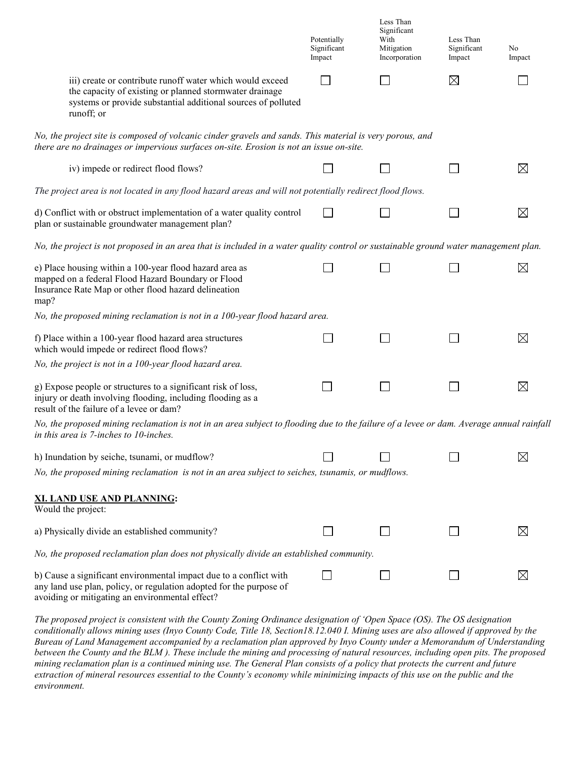| | Potentially Significant Impact | Less Than Significant With Mitigation Incorporation | Less Than Significant Impact | No Impact |
|---|---|---|---|---|
| iii) create or contribute runoff water which would exceed the capacity of existing or planned stormwater drainage systems or provide substantial additional sources of polluted runoff; or | ☐ | ☐ | ☒ | ☐ |

*No, the project site is composed of volcanic cinder gravels and sands. This material is very porous, and there are no drainages or impervious surfaces on-site. Erosion is not an issue on-site.*

| | Potentially Significant Impact | Less Than Significant With Mitigation Incorporation | Less Than Significant Impact | No Impact |
|---|---|---|---|---|
| iv) impede or redirect flood flows? | ☐ | ☐ | ☐ | ☒ |

*The project area is not located in any flood hazard areas and will not potentially redirect flood flows.*

| | Potentially Significant Impact | Less Than Significant With Mitigation Incorporation | Less Than Significant Impact | No Impact |
|---|---|---|---|---|
| d) Conflict with or obstruct implementation of a water quality control plan or sustainable groundwater management plan? | ☐ | ☐ | ☐ | ☒ |

*No, the project is not proposed in an area that is included in a water quality control or sustainable ground water management plan.*

| | Potentially Significant Impact | Less Than Significant With Mitigation Incorporation | Less Than Significant Impact | No Impact |
|---|---|---|---|---|
| e) Place housing within a 100-year flood hazard area as mapped on a federal Flood Hazard Boundary or Flood Insurance Rate Map or other flood hazard delineation map? | ☐ | ☐ | ☐ | ☒ |

*No, the proposed mining reclamation is not in a 100-year flood hazard area.*

| | Potentially Significant Impact | Less Than Significant With Mitigation Incorporation | Less Than Significant Impact | No Impact |
|---|---|---|---|---|
| f) Place within a 100-year flood hazard area structures which would impede or redirect flood flows? | ☐ | ☐ | ☐ | ☒ |

*No, the project is not in a 100-year flood hazard area.*

| | Potentially Significant Impact | Less Than Significant With Mitigation Incorporation | Less Than Significant Impact | No Impact |
|---|---|---|---|---|
| g) Expose people or structures to a significant risk of loss, injury or death involving flooding, including flooding as a result of the failure of a levee or dam? | ☐ | ☐ | ☐ | ☒ |

*No, the proposed mining reclamation is not in an area subject to flooding due to the failure of a levee or dam. Average annual rainfall in this area is 7-inches to 10-inches.*

| | Potentially Significant Impact | Less Than Significant With Mitigation Incorporation | Less Than Significant Impact | No Impact |
|---|---|---|---|---|
| h) Inundation by seiche, tsunami, or mudflow? | ☐ | ☐ | ☐ | ☒ |

*No, the proposed mining reclamation is not in an area subject to seiches, tsunamis, or mudflows.*

## XI. LAND USE AND PLANNING:

Would the project:

| | Potentially Significant Impact | Less Than Significant With Mitigation Incorporation | Less Than Significant Impact | No Impact |
|---|---|---|---|---|
| a) Physically divide an established community? | ☐ | ☐ | ☐ | ☒ |

*No, the proposed reclamation plan does not physically divide an established community.*

| | Potentially Significant Impact | Less Than Significant With Mitigation Incorporation | Less Than Significant Impact | No Impact |
|---|---|---|---|---|
| b) Cause a significant environmental impact due to a conflict with any land use plan, policy, or regulation adopted for the purpose of avoiding or mitigating an environmental effect? | ☐ | ☐ | ☐ | ☒ |

*The proposed project is consistent with the County Zoning Ordinance designation of 'Open Space (OS). The OS designation conditionally allows mining uses (Inyo County Code, Title 18, Section18.12.040 I. Mining uses are also allowed if approved by the Bureau of Land Management accompanied by a reclamation plan approved by Inyo County under a Memorandum of Understanding between the County and the BLM ). These include the mining and processing of natural resources, including open pits. The proposed mining reclamation plan is a continued mining use. The General Plan consists of a policy that protects the current and future extraction of mineral resources essential to the County's economy while minimizing impacts of this use on the public and the environment.*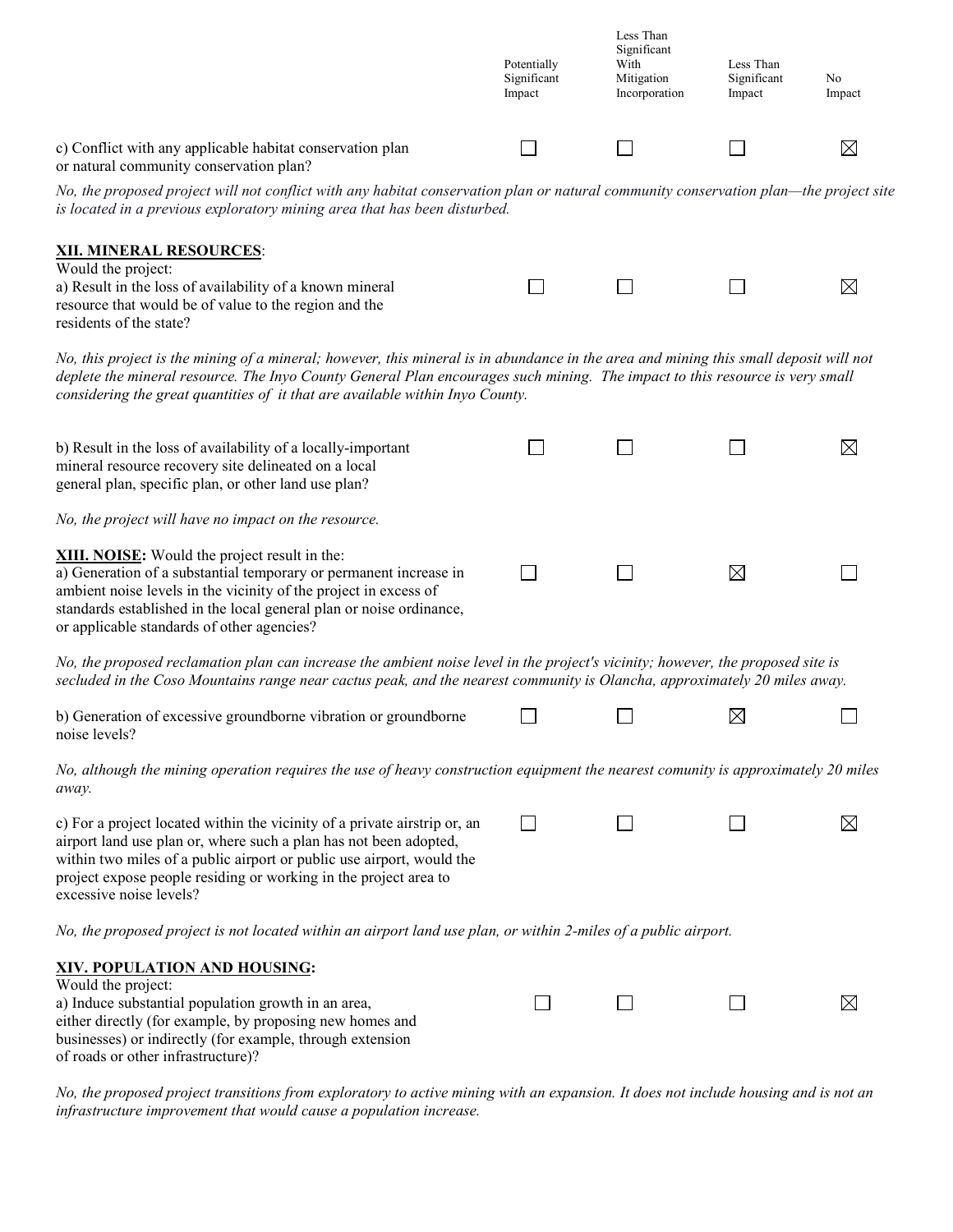| | Potentially Significant Impact | Less Than Significant With Mitigation Incorporation | Less Than Significant Impact | No Impact |
|---|---|---|---|---|
| c) Conflict with any applicable habitat conservation plan or natural community conservation plan? | ☐ | ☐ | ☐ | ☒ |

*No, the proposed project will not conflict with any habitat conservation plan or natural community conservation plan—the project site is located in a previous exploratory mining area that has been disturbed.*

**XII. MINERAL RESOURCES**:

Would the project:

| | Potentially Significant Impact | Less Than Significant With Mitigation Incorporation | Less Than Significant Impact | No Impact |
|---|---|---|---|---|
| a) Result in the loss of availability of a known mineral resource that would be of value to the region and the residents of the state? | ☐ | ☐ | ☐ | ☒ |

*No, this project is the mining of a mineral; however, this mineral is in abundance in the area and mining this small deposit will not deplete the mineral resource. The Inyo County General Plan encourages such mining. The impact to this resource is very small considering the great quantities of it that are available within Inyo County.*

| | Potentially Significant Impact | Less Than Significant With Mitigation Incorporation | Less Than Significant Impact | No Impact |
|---|---|---|---|---|
| b) Result in the loss of availability of a locally-important mineral resource recovery site delineated on a local general plan, specific plan, or other land use plan? | ☐ | ☐ | ☐ | ☒ |

*No, the project will have no impact on the resource.*

**XIII. NOISE:** Would the project result in the:

| | Potentially Significant Impact | Less Than Significant With Mitigation Incorporation | Less Than Significant Impact | No Impact |
|---|---|---|---|---|
| a) Generation of a substantial temporary or permanent increase in ambient noise levels in the vicinity of the project in excess of standards established in the local general plan or noise ordinance, or applicable standards of other agencies? | ☐ | ☐ | ☒ | ☐ |

*No, the proposed reclamation plan can increase the ambient noise level in the project's vicinity; however, the proposed site is secluded in the Coso Mountains range near cactus peak, and the nearest community is Olancha, approximately 20 miles away.*

| | Potentially Significant Impact | Less Than Significant With Mitigation Incorporation | Less Than Significant Impact | No Impact |
|---|---|---|---|---|
| b) Generation of excessive groundborne vibration or groundborne noise levels? | ☐ | ☐ | ☒ | ☐ |

*No, although the mining operation requires the use of heavy construction equipment the nearest comunity is approximately 20 miles away.*

| | Potentially Significant Impact | Less Than Significant With Mitigation Incorporation | Less Than Significant Impact | No Impact |
|---|---|---|---|---|
| c) For a project located within the vicinity of a private airstrip or, an airport land use plan or, where such a plan has not been adopted, within two miles of a public airport or public use airport, would the project expose people residing or working in the project area to excessive noise levels? | ☐ | ☐ | ☐ | ☒ |

*No, the proposed project is not located within an airport land use plan, or within 2-miles of a public airport.*

**XIV. POPULATION AND HOUSING:**

Would the project:

| | Potentially Significant Impact | Less Than Significant With Mitigation Incorporation | Less Than Significant Impact | No Impact |
|---|---|---|---|---|
| a) Induce substantial population growth in an area, either directly (for example, by proposing new homes and businesses) or indirectly (for example, through extension of roads or other infrastructure)? | ☐ | ☐ | ☐ | ☒ |

*No, the proposed project transitions from exploratory to active mining with an expansion. It does not include housing and is not an infrastructure improvement that would cause a population increase.*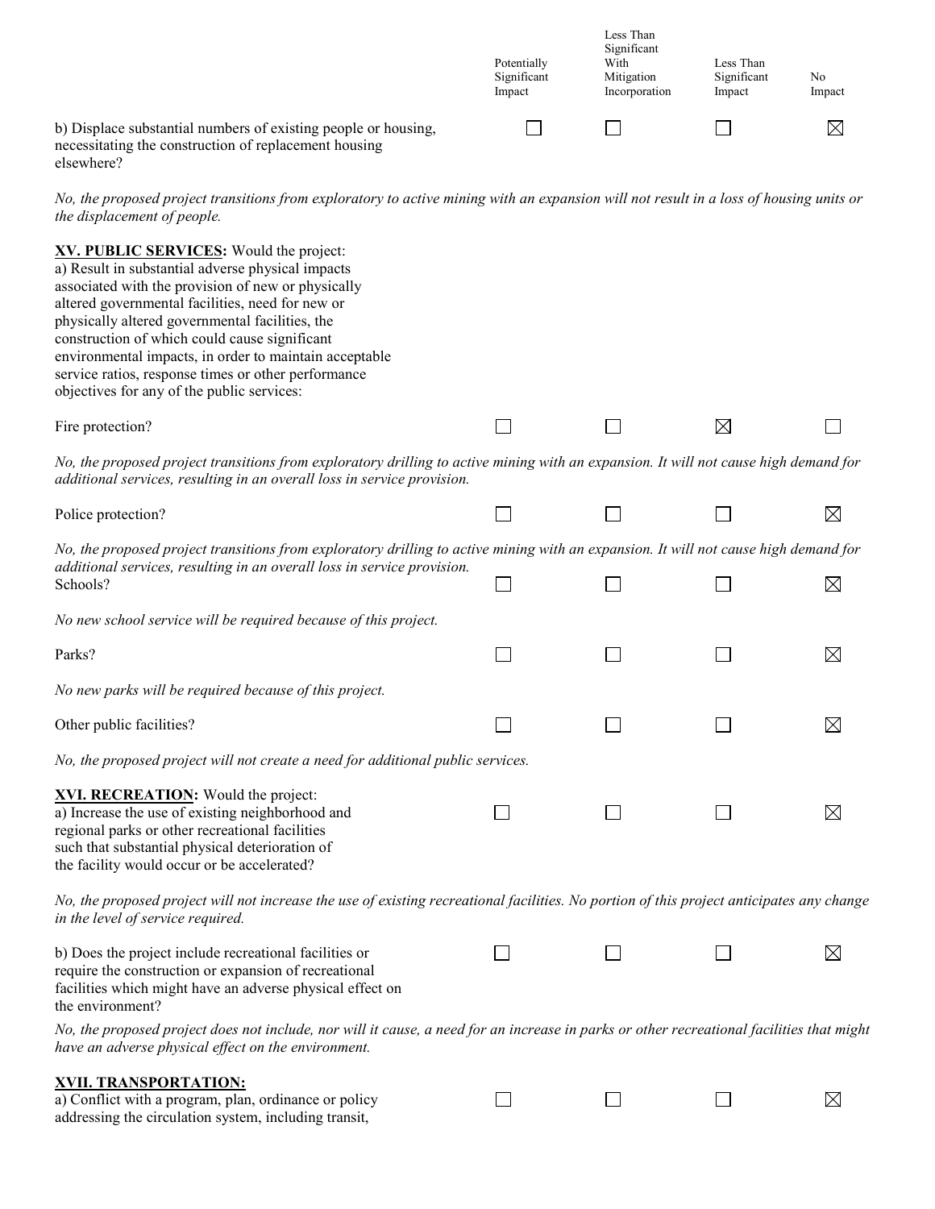| | Potentially Significant Impact | Less Than Significant With Mitigation Incorporation | Less Than Significant Impact | No Impact |
|---|---|---|---|---|
| b) Displace substantial numbers of existing people or housing, necessitating the construction of replacement housing elsewhere? | ☐ | ☐ | ☐ | ☒ |

*No, the proposed project transitions from exploratory to active mining with an expansion will not result in a loss of housing units or the displacement of people.*

**XV. PUBLIC SERVICES:** Would the project:
a) Result in substantial adverse physical impacts associated with the provision of new or physically altered governmental facilities, need for new or physically altered governmental facilities, the construction of which could cause significant environmental impacts, in order to maintain acceptable service ratios, response times or other performance objectives for any of the public services:

| | Potentially Significant Impact | Less Than Significant With Mitigation Incorporation | Less Than Significant Impact | No Impact |
|---|---|---|---|---|
| Fire protection? | ☐ | ☐ | ☒ | ☐ |

*No, the proposed project transitions from exploratory drilling to active mining with an expansion. It will not cause high demand for additional services, resulting in an overall loss in service provision.*

| | Potentially Significant Impact | Less Than Significant With Mitigation Incorporation | Less Than Significant Impact | No Impact |
|---|---|---|---|---|
| Police protection? | ☐ | ☐ | ☐ | ☒ |

*No, the proposed project transitions from exploratory drilling to active mining with an expansion. It will not cause high demand for additional services, resulting in an overall loss in service provision.*

| | Potentially Significant Impact | Less Than Significant With Mitigation Incorporation | Less Than Significant Impact | No Impact |
|---|---|---|---|---|
| Schools? | ☐ | ☐ | ☐ | ☒ |

*No new school service will be required because of this project.*

| | Potentially Significant Impact | Less Than Significant With Mitigation Incorporation | Less Than Significant Impact | No Impact |
|---|---|---|---|---|
| Parks? | ☐ | ☐ | ☐ | ☒ |

*No new parks will be required because of this project.*

| | Potentially Significant Impact | Less Than Significant With Mitigation Incorporation | Less Than Significant Impact | No Impact |
|---|---|---|---|---|
| Other public facilities? | ☐ | ☐ | ☐ | ☒ |

*No, the proposed project will not create a need for additional public services.*

**XVI. RECREATION:** Would the project:

| | Potentially Significant Impact | Less Than Significant With Mitigation Incorporation | Less Than Significant Impact | No Impact |
|---|---|---|---|---|
| a) Increase the use of existing neighborhood and regional parks or other recreational facilities such that substantial physical deterioration of the facility would occur or be accelerated? | ☐ | ☐ | ☐ | ☒ |

*No, the proposed project will not increase the use of existing recreational facilities. No portion of this project anticipates any change in the level of service required.*

| | Potentially Significant Impact | Less Than Significant With Mitigation Incorporation | Less Than Significant Impact | No Impact |
|---|---|---|---|---|
| b) Does the project include recreational facilities or require the construction or expansion of recreational facilities which might have an adverse physical effect on the environment? | ☐ | ☐ | ☐ | ☒ |

*No, the proposed project does not include, nor will it cause, a need for an increase in parks or other recreational facilities that might have an adverse physical effect on the environment.*

**XVII. TRANSPORTATION:**

| | Potentially Significant Impact | Less Than Significant With Mitigation Incorporation | Less Than Significant Impact | No Impact |
|---|---|---|---|---|
| a) Conflict with a program, plan, ordinance or policy addressing the circulation system, including transit, | ☐ | ☐ | ☐ | ☒ |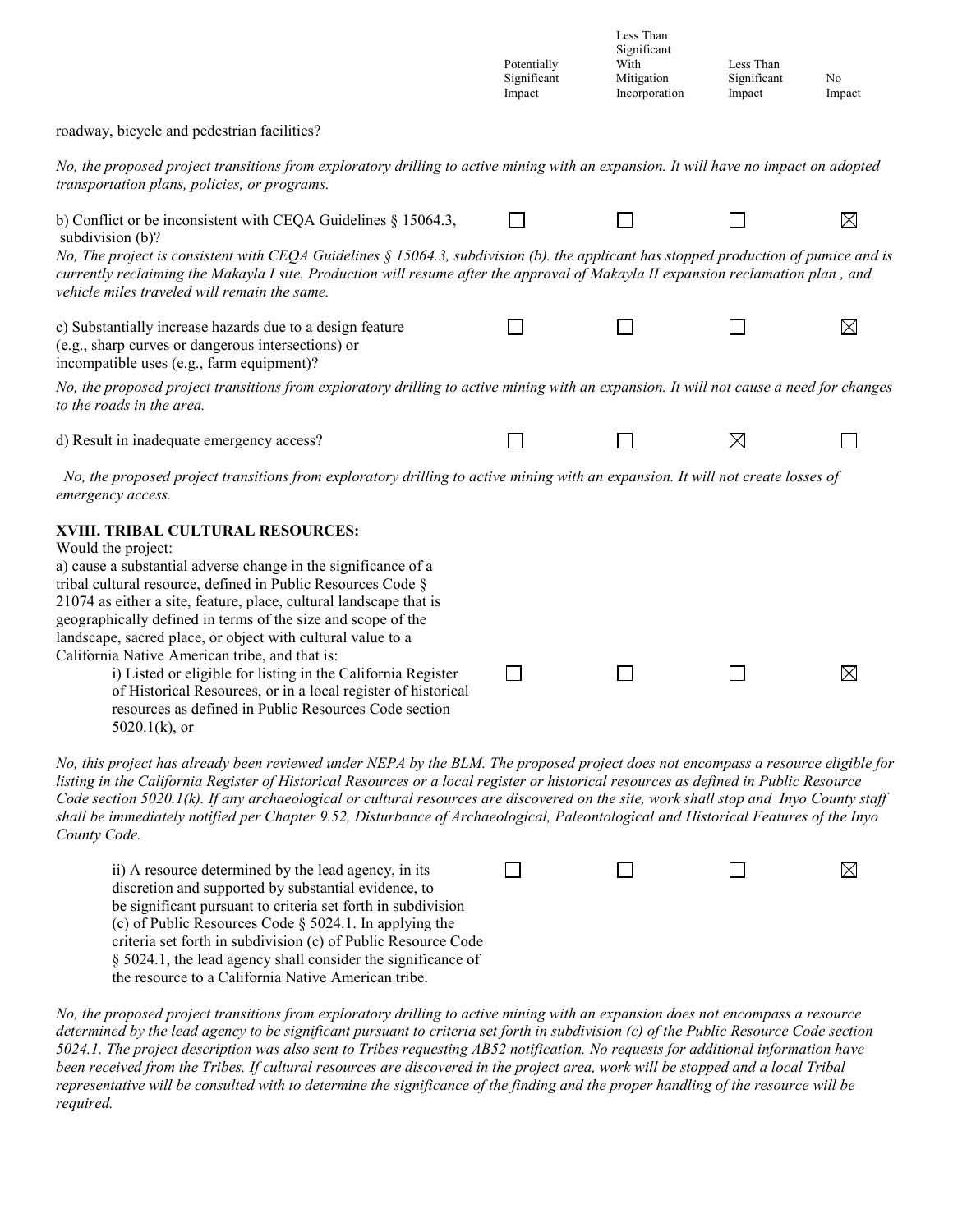| | Potentially Significant Impact | Less Than Significant With Mitigation Incorporation | Less Than Significant Impact | No Impact |
|---|---|---|---|---|

roadway, bicycle and pedestrian facilities?

*No, the proposed project transitions from exploratory drilling to active mining with an expansion. It will have no impact on adopted transportation plans, policies, or programs.*

| | Potentially Significant Impact | Less Than Significant With Mitigation Incorporation | Less Than Significant Impact | No Impact |
|---|---|---|---|---|
| b) Conflict or be inconsistent with CEQA Guidelines § 15064.3, subdivision (b)? | ☐ | ☐ | ☐ | ☒ |

*No, The project is consistent with CEQA Guidelines § 15064.3, subdivision (b). the applicant has stopped production of pumice and is currently reclaiming the Makayla I site. Production will resume after the approval of Makayla II expansion reclamation plan , and vehicle miles traveled will remain the same.*

| | Potentially Significant Impact | Less Than Significant With Mitigation Incorporation | Less Than Significant Impact | No Impact |
|---|---|---|---|---|
| c) Substantially increase hazards due to a design feature (e.g., sharp curves or dangerous intersections) or incompatible uses (e.g., farm equipment)? | ☐ | ☐ | ☐ | ☒ |

*No, the proposed project transitions from exploratory drilling to active mining with an expansion. It will not cause a need for changes to the roads in the area.*

| | Potentially Significant Impact | Less Than Significant With Mitigation Incorporation | Less Than Significant Impact | No Impact |
|---|---|---|---|---|
| d) Result in inadequate emergency access? | ☐ | ☐ | ☒ | ☐ |

*No, the proposed project transitions from exploratory drilling to active mining with an expansion. It will not create losses of emergency access.*

**XVIII. TRIBAL CULTURAL RESOURCES:**

Would the project:

a) cause a substantial adverse change in the significance of a tribal cultural resource, defined in Public Resources Code § 21074 as either a site, feature, place, cultural landscape that is geographically defined in terms of the size and scope of the landscape, sacred place, or object with cultural value to a California Native American tribe, and that is:

| | Potentially Significant Impact | Less Than Significant With Mitigation Incorporation | Less Than Significant Impact | No Impact |
|---|---|---|---|---|
| i) Listed or eligible for listing in the California Register of Historical Resources, or in a local register of historical resources as defined in Public Resources Code section 5020.1(k), or | ☐ | ☐ | ☐ | ☒ |

*No, this project has already been reviewed under NEPA by the BLM. The proposed project does not encompass a resource eligible for listing in the California Register of Historical Resources or a local register or historical resources as defined in Public Resource Code section 5020.1(k). If any archaeological or cultural resources are discovered on the site, work shall stop and Inyo County staff shall be immediately notified per Chapter 9.52, Disturbance of Archaeological, Paleontological and Historical Features of the Inyo County Code.*

| | Potentially Significant Impact | Less Than Significant With Mitigation Incorporation | Less Than Significant Impact | No Impact |
|---|---|---|---|---|
| ii) A resource determined by the lead agency, in its discretion and supported by substantial evidence, to be significant pursuant to criteria set forth in subdivision (c) of Public Resources Code § 5024.1. In applying the criteria set forth in subdivision (c) of Public Resource Code § 5024.1, the lead agency shall consider the significance of the resource to a California Native American tribe. | ☐ | ☐ | ☐ | ☒ |

*No, the proposed project transitions from exploratory drilling to active mining with an expansion does not encompass a resource determined by the lead agency to be significant pursuant to criteria set forth in subdivision (c) of the Public Resource Code section 5024.1. The project description was also sent to Tribes requesting AB52 notification. No requests for additional information have been received from the Tribes. If cultural resources are discovered in the project area, work will be stopped and a local Tribal representative will be consulted with to determine the significance of the finding and the proper handling of the resource will be required.*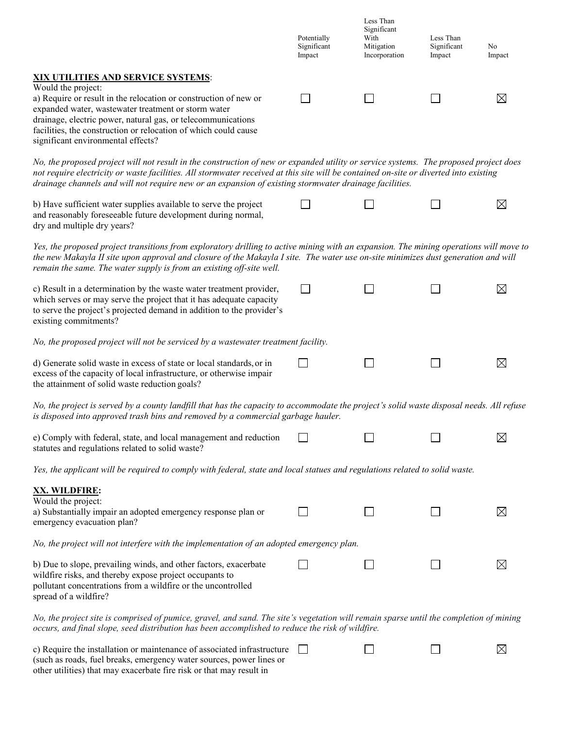| | Potentially Significant Impact | Less Than Significant With Mitigation Incorporation | Less Than Significant Impact | No Impact |
|---|---|---|---|---|
| **XIX UTILITIES AND SERVICE SYSTEMS**: Would the project: | | | | |
| a) Require or result in the relocation or construction of new or expanded water, wastewater treatment or storm water drainage, electric power, natural gas, or telecommunications facilities, the construction or relocation of which could cause significant environmental effects? | ☐ | ☐ | ☐ | ☒ |

*No, the proposed project will not result in the construction of new or expanded utility or service systems. The proposed project does not require electricity or waste facilities. All stormwater received at this site will be contained on-site or diverted into existing drainage channels and will not require new or an expansion of existing stormwater drainage facilities.*

| | Potentially Significant Impact | Less Than Significant With Mitigation Incorporation | Less Than Significant Impact | No Impact |
|---|---|---|---|---|
| b) Have sufficient water supplies available to serve the project and reasonably foreseeable future development during normal, dry and multiple dry years? | ☐ | ☐ | ☐ | ☒ |

*Yes, the proposed project transitions from exploratory drilling to active mining with an expansion. The mining operations will move to the new Makayla II site upon approval and closure of the Makayla I site. The water use on-site minimizes dust generation and will remain the same. The water supply is from an existing off-site well.*

| | Potentially Significant Impact | Less Than Significant With Mitigation Incorporation | Less Than Significant Impact | No Impact |
|---|---|---|---|---|
| c) Result in a determination by the waste water treatment provider, which serves or may serve the project that it has adequate capacity to serve the project's projected demand in addition to the provider's existing commitments? | ☐ | ☐ | ☐ | ☒ |

*No, the proposed project will not be serviced by a wastewater treatment facility.*

| | Potentially Significant Impact | Less Than Significant With Mitigation Incorporation | Less Than Significant Impact | No Impact |
|---|---|---|---|---|
| d) Generate solid waste in excess of state or local standards, or in excess of the capacity of local infrastructure, or otherwise impair the attainment of solid waste reduction goals? | ☐ | ☐ | ☐ | ☒ |

*No, the project is served by a county landfill that has the capacity to accommodate the project's solid waste disposal needs. All refuse is disposed into approved trash bins and removed by a commercial garbage hauler.*

| | Potentially Significant Impact | Less Than Significant With Mitigation Incorporation | Less Than Significant Impact | No Impact |
|---|---|---|---|---|
| e) Comply with federal, state, and local management and reduction statutes and regulations related to solid waste? | ☐ | ☐ | ☐ | ☒ |

*Yes, the applicant will be required to comply with federal, state and local statues and regulations related to solid waste.*

| | Potentially Significant Impact | Less Than Significant With Mitigation Incorporation | Less Than Significant Impact | No Impact |
|---|---|---|---|---|
| **XX. WILDFIRE:** Would the project: | | | | |
| a) Substantially impair an adopted emergency response plan or emergency evacuation plan? | ☐ | ☐ | ☐ | ☒ |

*No, the project will not interfere with the implementation of an adopted emergency plan.*

| | Potentially Significant Impact | Less Than Significant With Mitigation Incorporation | Less Than Significant Impact | No Impact |
|---|---|---|---|---|
| b) Due to slope, prevailing winds, and other factors, exacerbate wildfire risks, and thereby expose project occupants to pollutant concentrations from a wildfire or the uncontrolled spread of a wildfire? | ☐ | ☐ | ☐ | ☒ |

*No, the project site is comprised of pumice, gravel, and sand. The site's vegetation will remain sparse until the completion of mining occurs, and final slope, seed distribution has been accomplished to reduce the risk of wildfire.*

| | Potentially Significant Impact | Less Than Significant With Mitigation Incorporation | Less Than Significant Impact | No Impact |
|---|---|---|---|---|
| c) Require the installation or maintenance of associated infrastructure (such as roads, fuel breaks, emergency water sources, power lines or other utilities) that may exacerbate fire risk or that may result in | ☐ | ☐ | ☐ | ☒ |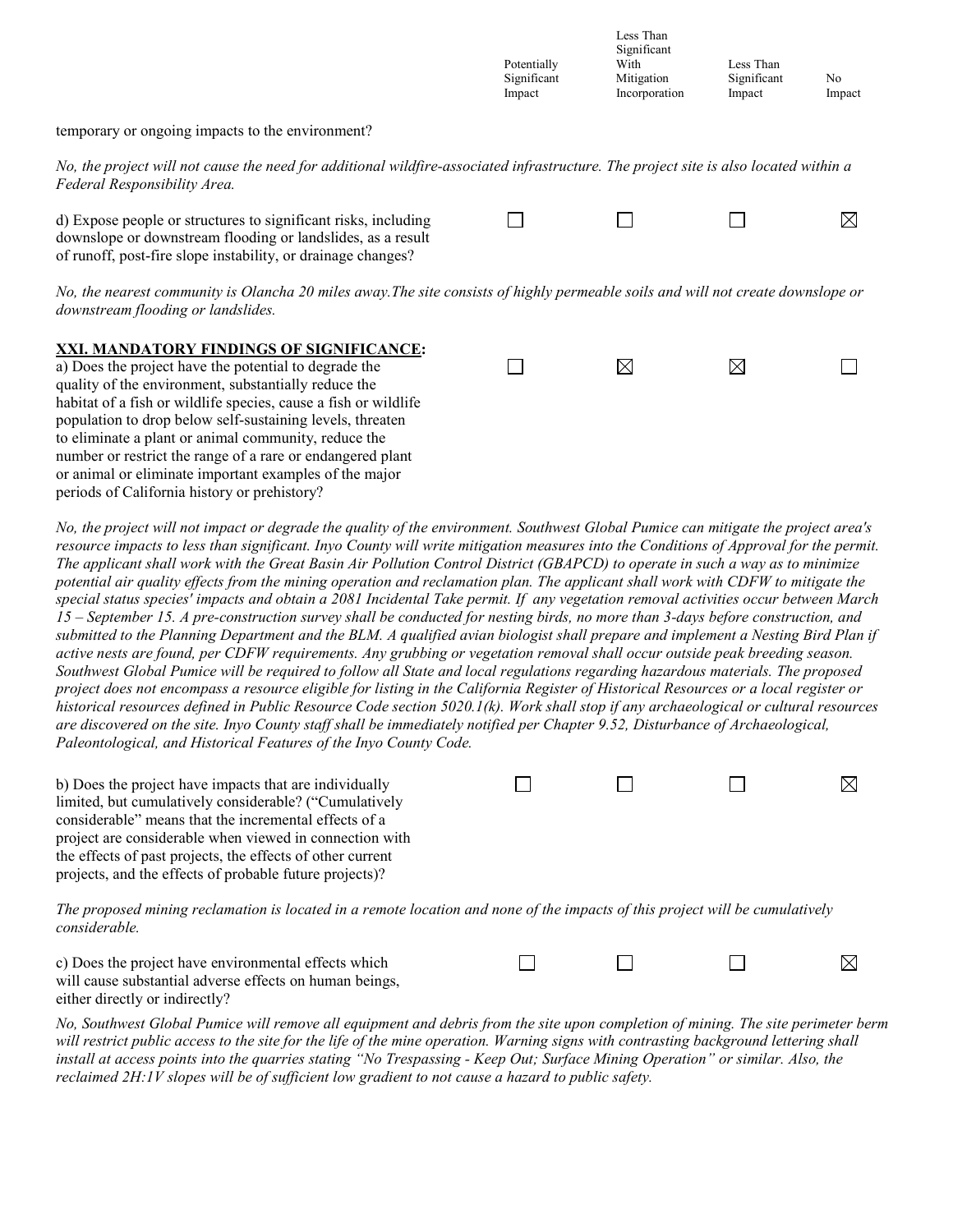| | Potentially Significant Impact | Less Than Significant With Mitigation Incorporation | Less Than Significant Impact | No Impact |
|---|---|---|---|---|
| temporary or ongoing impacts to the environment? | | | | |

*No, the project will not cause the need for additional wildfire-associated infrastructure. The project site is also located within a Federal Responsibility Area.*

| | Potentially Significant Impact | Less Than Significant With Mitigation Incorporation | Less Than Significant Impact | No Impact |
|---|---|---|---|---|
| d) Expose people or structures to significant risks, including downslope or downstream flooding or landslides, as a result of runoff, post-fire slope instability, or drainage changes? | ☐ | ☐ | ☐ | ☒ |

*No, the nearest community is Olancha 20 miles away.The site consists of highly permeable soils and will not create downslope or downstream flooding or landslides.*

**XXI. MANDATORY FINDINGS OF SIGNIFICANCE:**

| | Potentially Significant Impact | Less Than Significant With Mitigation Incorporation | Less Than Significant Impact | No Impact |
|---|---|---|---|---|
| a) Does the project have the potential to degrade the quality of the environment, substantially reduce the habitat of a fish or wildlife species, cause a fish or wildlife population to drop below self-sustaining levels, threaten to eliminate a plant or animal community, reduce the number or restrict the range of a rare or endangered plant or animal or eliminate important examples of the major periods of California history or prehistory? | ☐ | ☒ | ☒ | ☐ |

*No, the project will not impact or degrade the quality of the environment. Southwest Global Pumice can mitigate the project area's resource impacts to less than significant. Inyo County will write mitigation measures into the Conditions of Approval for the permit. The applicant shall work with the Great Basin Air Pollution Control District (GBAPCD) to operate in such a way as to minimize potential air quality effects from the mining operation and reclamation plan. The applicant shall work with CDFW to mitigate the special status species' impacts and obtain a 2081 Incidental Take permit. If any vegetation removal activities occur between March 15 – September 15. A pre-construction survey shall be conducted for nesting birds, no more than 3-days before construction, and submitted to the Planning Department and the BLM. A qualified avian biologist shall prepare and implement a Nesting Bird Plan if active nests are found, per CDFW requirements. Any grubbing or vegetation removal shall occur outside peak breeding season. Southwest Global Pumice will be required to follow all State and local regulations regarding hazardous materials. The proposed project does not encompass a resource eligible for listing in the California Register of Historical Resources or a local register or historical resources defined in Public Resource Code section 5020.1(k). Work shall stop if any archaeological or cultural resources are discovered on the site. Inyo County staff shall be immediately notified per Chapter 9.52, Disturbance of Archaeological, Paleontological, and Historical Features of the Inyo County Code.*

| | Potentially Significant Impact | Less Than Significant With Mitigation Incorporation | Less Than Significant Impact | No Impact |
|---|---|---|---|---|
| b) Does the project have impacts that are individually limited, but cumulatively considerable? ("Cumulatively considerable" means that the incremental effects of a project are considerable when viewed in connection with the effects of past projects, the effects of other current projects, and the effects of probable future projects)? | ☐ | ☐ | ☐ | ☒ |

*The proposed mining reclamation is located in a remote location and none of the impacts of this project will be cumulatively considerable.*

| | Potentially Significant Impact | Less Than Significant With Mitigation Incorporation | Less Than Significant Impact | No Impact |
|---|---|---|---|---|
| c) Does the project have environmental effects which will cause substantial adverse effects on human beings, either directly or indirectly? | ☐ | ☐ | ☐ | ☒ |

*No, Southwest Global Pumice will remove all equipment and debris from the site upon completion of mining. The site perimeter berm will restrict public access to the site for the life of the mine operation. Warning signs with contrasting background lettering shall install at access points into the quarries stating "No Trespassing - Keep Out; Surface Mining Operation" or similar. Also, the reclaimed 2H:1V slopes will be of sufficient low gradient to not cause a hazard to public safety.*